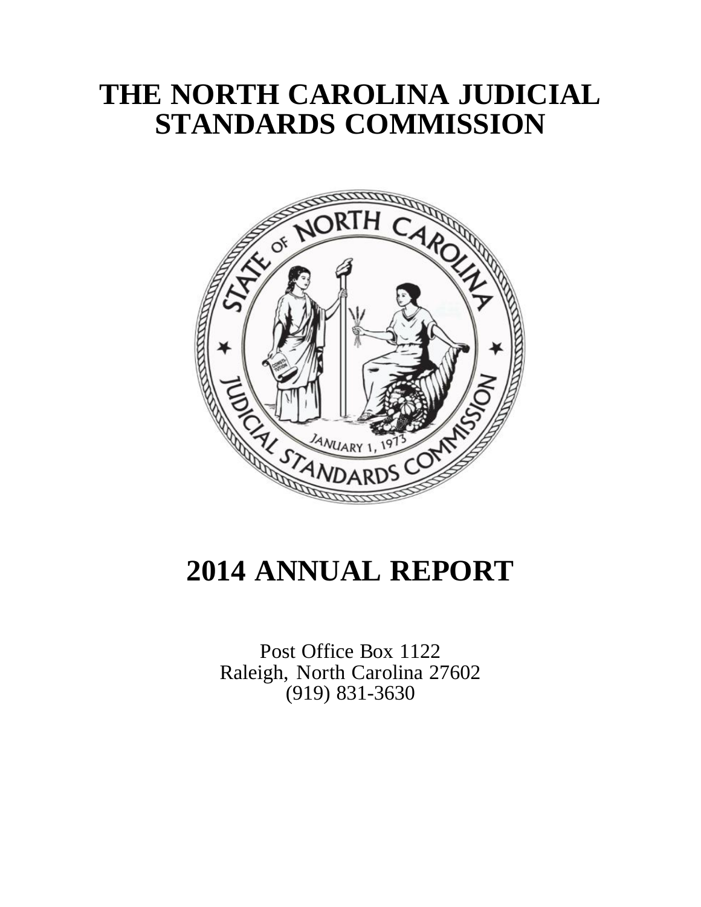# THE NORTH CAROLINA JUDICIAL STANDARDS COMMISSION

# 2014 ANNUAL REPORT

Post Office Box 1122
Raleigh, North Carolina 27602
(919) 831-3630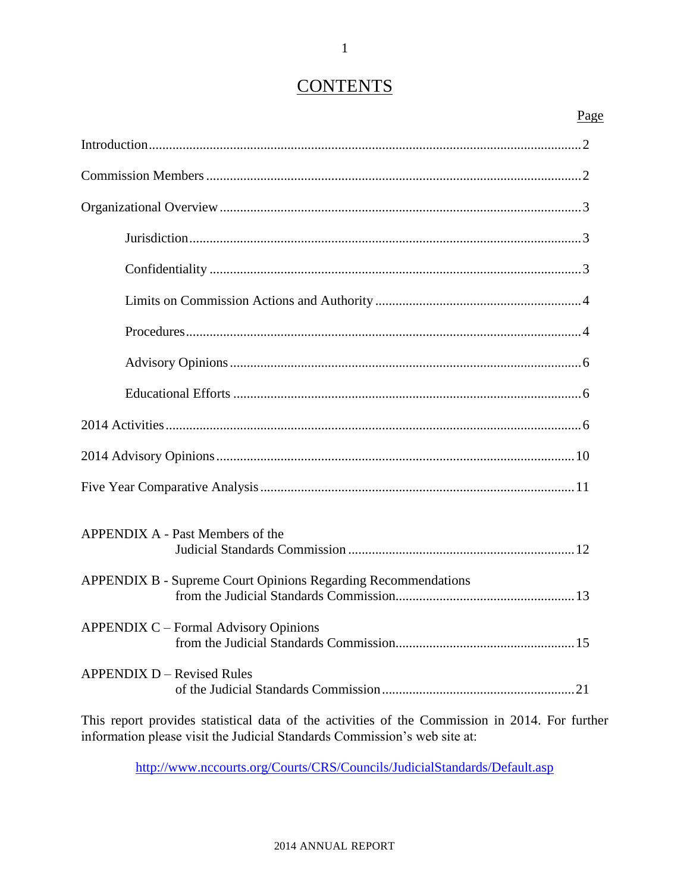# CONTENTS

| | Page |
|---|---|
| Introduction | 2 |
| Commission Members | 2 |
| Organizational Overview | 3 |
| Jurisdiction | 3 |
| Confidentiality | 3 |
| Limits on Commission Actions and Authority | 4 |
| Procedures | 4 |
| Advisory Opinions | 6 |
| Educational Efforts | 6 |
| 2014 Activities | 6 |
| 2014 Advisory Opinions | 10 |
| Five Year Comparative Analysis | 11 |
| APPENDIX A - Past Members of the Judicial Standards Commission | 12 |
| APPENDIX B - Supreme Court Opinions Regarding Recommendations from the Judicial Standards Commission | 13 |
| APPENDIX C – Formal Advisory Opinions from the Judicial Standards Commission | 15 |
| APPENDIX D – Revised Rules of the Judicial Standards Commission | 21 |

This report provides statistical data of the activities of the Commission in 2014. For further information please visit the Judicial Standards Commission's web site at:

http://www.nccourts.org/Courts/CRS/Councils/JudicialStandards/Default.asp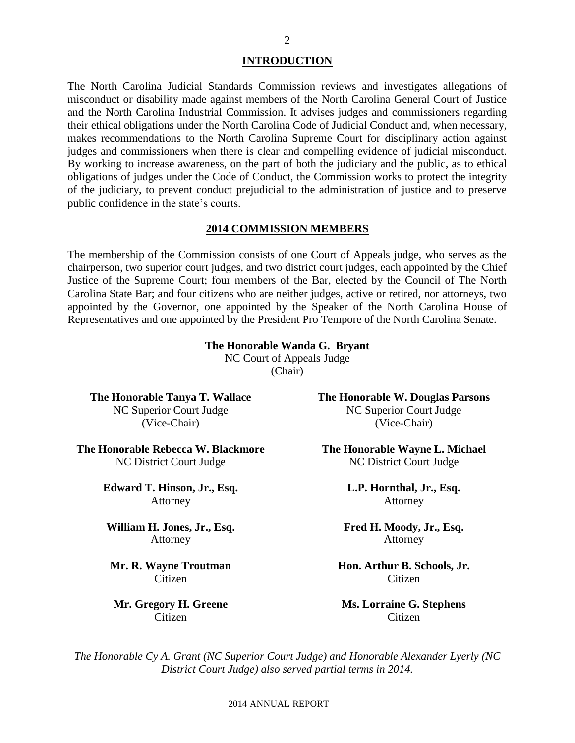## INTRODUCTION

The North Carolina Judicial Standards Commission reviews and investigates allegations of misconduct or disability made against members of the North Carolina General Court of Justice and the North Carolina Industrial Commission. It advises judges and commissioners regarding their ethical obligations under the North Carolina Code of Judicial Conduct and, when necessary, makes recommendations to the North Carolina Supreme Court for disciplinary action against judges and commissioners when there is clear and compelling evidence of judicial misconduct. By working to increase awareness, on the part of both the judiciary and the public, as to ethical obligations of judges under the Code of Conduct, the Commission works to protect the integrity of the judiciary, to prevent conduct prejudicial to the administration of justice and to preserve public confidence in the state's courts.

## 2014 COMMISSION MEMBERS

The membership of the Commission consists of one Court of Appeals judge, who serves as the chairperson, two superior court judges, and two district court judges, each appointed by the Chief Justice of the Supreme Court; four members of the Bar, elected by the Council of The North Carolina State Bar; and four citizens who are neither judges, active or retired, nor attorneys, two appointed by the Governor, one appointed by the Speaker of the North Carolina House of Representatives and one appointed by the President Pro Tempore of the North Carolina Senate.

**The Honorable Wanda G. Bryant**
NC Court of Appeals Judge
(Chair)

**The Honorable Tanya T. Wallace**
NC Superior Court Judge
(Vice-Chair)

**The Honorable W. Douglas Parsons**
NC Superior Court Judge
(Vice-Chair)

**The Honorable Rebecca W. Blackmore**
NC District Court Judge

**The Honorable Wayne L. Michael**
NC District Court Judge

**Edward T. Hinson, Jr., Esq.**
Attorney

**L.P. Hornthal, Jr., Esq.**
Attorney

**William H. Jones, Jr., Esq.**
Attorney

**Fred H. Moody, Jr., Esq.**
Attorney

**Mr. R. Wayne Troutman**
Citizen

**Hon. Arthur B. Schools, Jr.**
Citizen

**Mr. Gregory H. Greene**
Citizen

**Ms. Lorraine G. Stephens**
Citizen

*The Honorable Cy A. Grant (NC Superior Court Judge) and Honorable Alexander Lyerly (NC District Court Judge) also served partial terms in 2014.*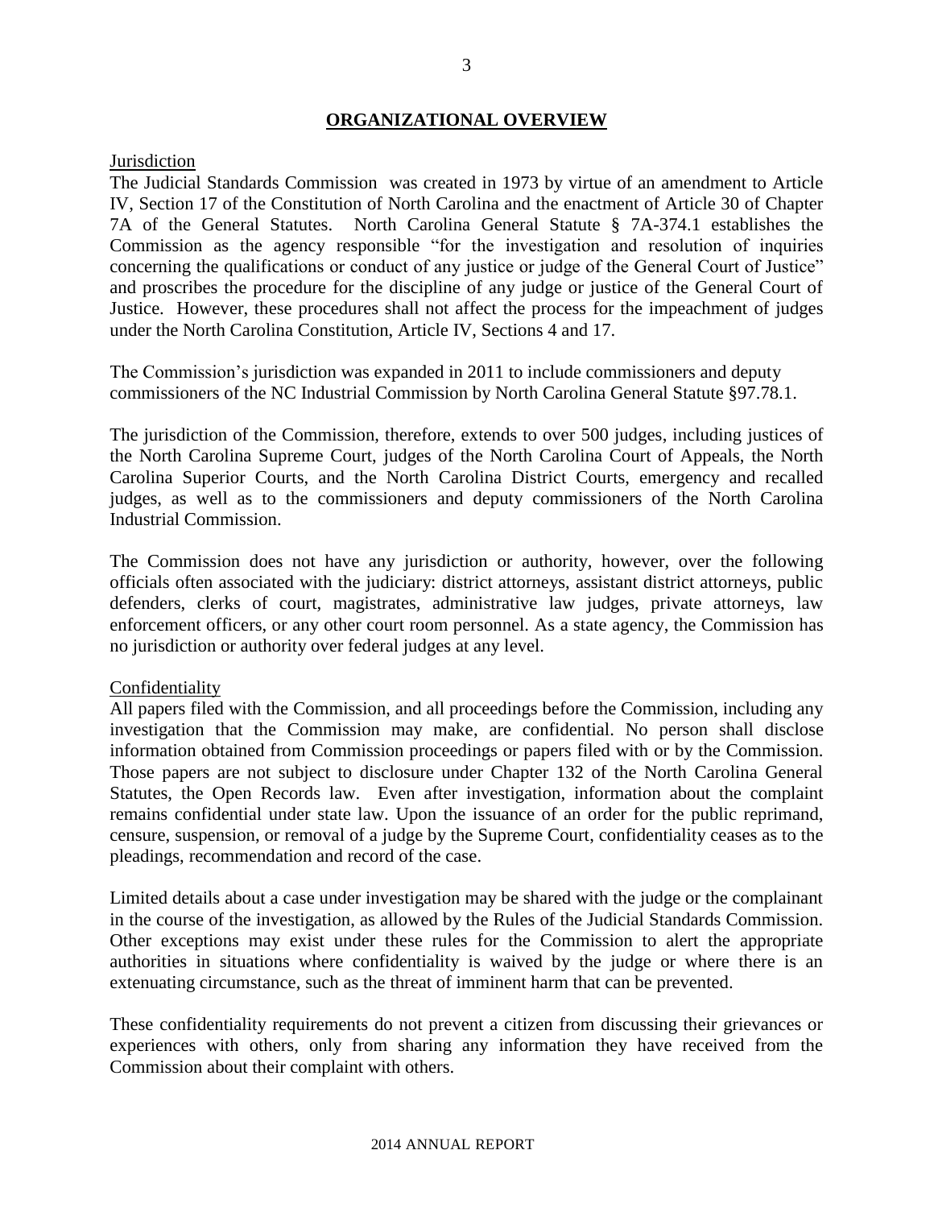## ORGANIZATIONAL OVERVIEW

### Jurisdiction

The Judicial Standards Commission was created in 1973 by virtue of an amendment to Article IV, Section 17 of the Constitution of North Carolina and the enactment of Article 30 of Chapter 7A of the General Statutes. North Carolina General Statute § 7A-374.1 establishes the Commission as the agency responsible "for the investigation and resolution of inquiries concerning the qualifications or conduct of any justice or judge of the General Court of Justice" and proscribes the procedure for the discipline of any judge or justice of the General Court of Justice. However, these procedures shall not affect the process for the impeachment of judges under the North Carolina Constitution, Article IV, Sections 4 and 17.

The Commission's jurisdiction was expanded in 2011 to include commissioners and deputy commissioners of the NC Industrial Commission by North Carolina General Statute §97.78.1.

The jurisdiction of the Commission, therefore, extends to over 500 judges, including justices of the North Carolina Supreme Court, judges of the North Carolina Court of Appeals, the North Carolina Superior Courts, and the North Carolina District Courts, emergency and recalled judges, as well as to the commissioners and deputy commissioners of the North Carolina Industrial Commission.

The Commission does not have any jurisdiction or authority, however, over the following officials often associated with the judiciary: district attorneys, assistant district attorneys, public defenders, clerks of court, magistrates, administrative law judges, private attorneys, law enforcement officers, or any other court room personnel. As a state agency, the Commission has no jurisdiction or authority over federal judges at any level.

### Confidentiality

All papers filed with the Commission, and all proceedings before the Commission, including any investigation that the Commission may make, are confidential. No person shall disclose information obtained from Commission proceedings or papers filed with or by the Commission. Those papers are not subject to disclosure under Chapter 132 of the North Carolina General Statutes, the Open Records law. Even after investigation, information about the complaint remains confidential under state law. Upon the issuance of an order for the public reprimand, censure, suspension, or removal of a judge by the Supreme Court, confidentiality ceases as to the pleadings, recommendation and record of the case.

Limited details about a case under investigation may be shared with the judge or the complainant in the course of the investigation, as allowed by the Rules of the Judicial Standards Commission. Other exceptions may exist under these rules for the Commission to alert the appropriate authorities in situations where confidentiality is waived by the judge or where there is an extenuating circumstance, such as the threat of imminent harm that can be prevented.

These confidentiality requirements do not prevent a citizen from discussing their grievances or experiences with others, only from sharing any information they have received from the Commission about their complaint with others.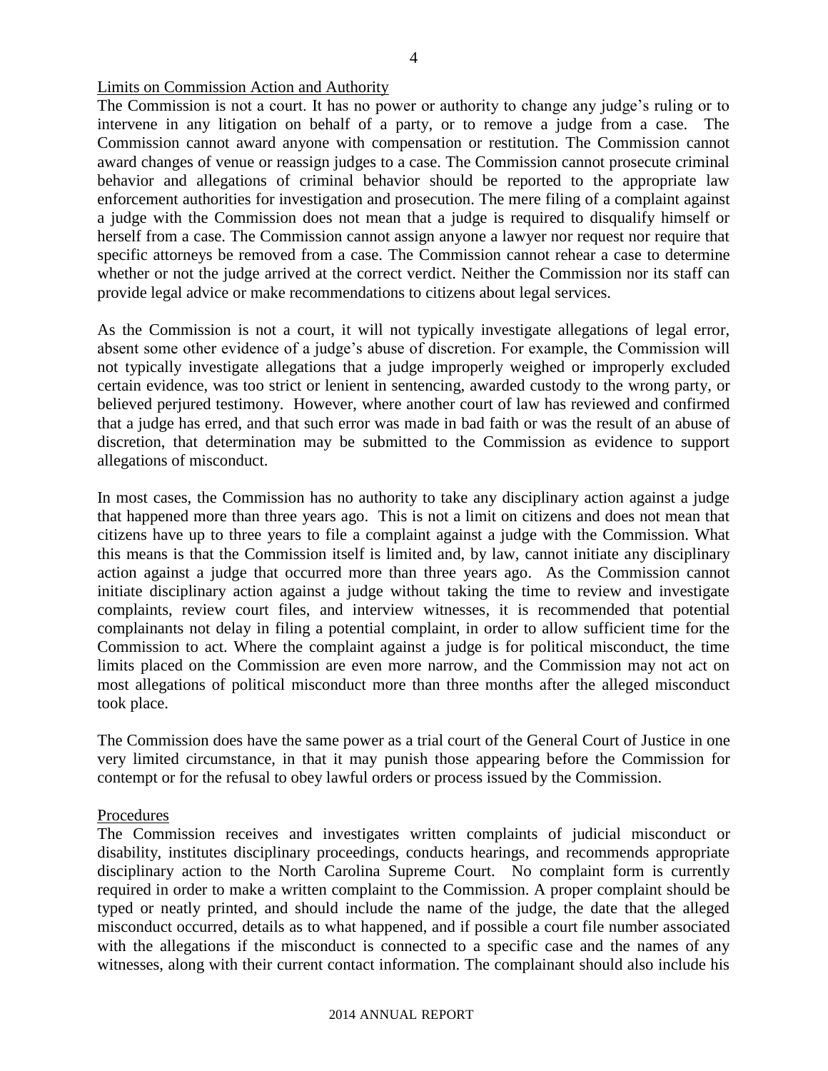## Limits on Commission Action and Authority

The Commission is not a court. It has no power or authority to change any judge's ruling or to intervene in any litigation on behalf of a party, or to remove a judge from a case. The Commission cannot award anyone with compensation or restitution. The Commission cannot award changes of venue or reassign judges to a case. The Commission cannot prosecute criminal behavior and allegations of criminal behavior should be reported to the appropriate law enforcement authorities for investigation and prosecution. The mere filing of a complaint against a judge with the Commission does not mean that a judge is required to disqualify himself or herself from a case. The Commission cannot assign anyone a lawyer nor request nor require that specific attorneys be removed from a case. The Commission cannot rehear a case to determine whether or not the judge arrived at the correct verdict. Neither the Commission nor its staff can provide legal advice or make recommendations to citizens about legal services.

As the Commission is not a court, it will not typically investigate allegations of legal error, absent some other evidence of a judge's abuse of discretion. For example, the Commission will not typically investigate allegations that a judge improperly weighed or improperly excluded certain evidence, was too strict or lenient in sentencing, awarded custody to the wrong party, or believed perjured testimony. However, where another court of law has reviewed and confirmed that a judge has erred, and that such error was made in bad faith or was the result of an abuse of discretion, that determination may be submitted to the Commission as evidence to support allegations of misconduct.

In most cases, the Commission has no authority to take any disciplinary action against a judge that happened more than three years ago. This is not a limit on citizens and does not mean that citizens have up to three years to file a complaint against a judge with the Commission. What this means is that the Commission itself is limited and, by law, cannot initiate any disciplinary action against a judge that occurred more than three years ago. As the Commission cannot initiate disciplinary action against a judge without taking the time to review and investigate complaints, review court files, and interview witnesses, it is recommended that potential complainants not delay in filing a potential complaint, in order to allow sufficient time for the Commission to act. Where the complaint against a judge is for political misconduct, the time limits placed on the Commission are even more narrow, and the Commission may not act on most allegations of political misconduct more than three months after the alleged misconduct took place.

The Commission does have the same power as a trial court of the General Court of Justice in one very limited circumstance, in that it may punish those appearing before the Commission for contempt or for the refusal to obey lawful orders or process issued by the Commission.

## Procedures

The Commission receives and investigates written complaints of judicial misconduct or disability, institutes disciplinary proceedings, conducts hearings, and recommends appropriate disciplinary action to the North Carolina Supreme Court. No complaint form is currently required in order to make a written complaint to the Commission. A proper complaint should be typed or neatly printed, and should include the name of the judge, the date that the alleged misconduct occurred, details as to what happened, and if possible a court file number associated with the allegations if the misconduct is connected to a specific case and the names of any witnesses, along with their current contact information. The complainant should also include his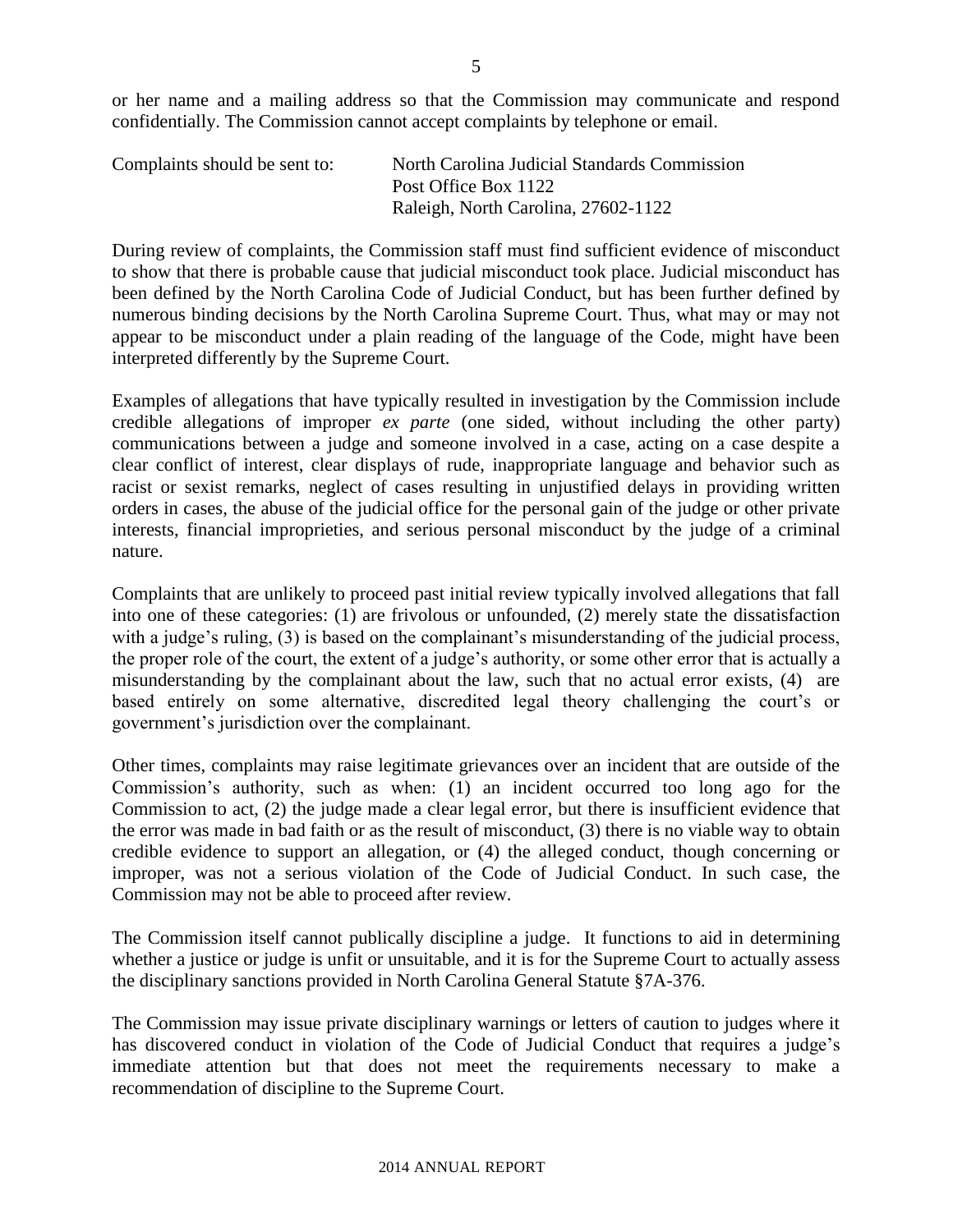or her name and a mailing address so that the Commission may communicate and respond confidentially. The Commission cannot accept complaints by telephone or email.

Complaints should be sent to: North Carolina Judicial Standards Commission
Post Office Box 1122
Raleigh, North Carolina, 27602-1122

During review of complaints, the Commission staff must find sufficient evidence of misconduct to show that there is probable cause that judicial misconduct took place. Judicial misconduct has been defined by the North Carolina Code of Judicial Conduct, but has been further defined by numerous binding decisions by the North Carolina Supreme Court. Thus, what may or may not appear to be misconduct under a plain reading of the language of the Code, might have been interpreted differently by the Supreme Court.

Examples of allegations that have typically resulted in investigation by the Commission include credible allegations of improper *ex parte* (one sided, without including the other party) communications between a judge and someone involved in a case, acting on a case despite a clear conflict of interest, clear displays of rude, inappropriate language and behavior such as racist or sexist remarks, neglect of cases resulting in unjustified delays in providing written orders in cases, the abuse of the judicial office for the personal gain of the judge or other private interests, financial improprieties, and serious personal misconduct by the judge of a criminal nature.

Complaints that are unlikely to proceed past initial review typically involved allegations that fall into one of these categories: (1) are frivolous or unfounded, (2) merely state the dissatisfaction with a judge's ruling, (3) is based on the complainant's misunderstanding of the judicial process, the proper role of the court, the extent of a judge's authority, or some other error that is actually a misunderstanding by the complainant about the law, such that no actual error exists, (4) are based entirely on some alternative, discredited legal theory challenging the court's or government's jurisdiction over the complainant.

Other times, complaints may raise legitimate grievances over an incident that are outside of the Commission's authority, such as when: (1) an incident occurred too long ago for the Commission to act, (2) the judge made a clear legal error, but there is insufficient evidence that the error was made in bad faith or as the result of misconduct, (3) there is no viable way to obtain credible evidence to support an allegation, or (4) the alleged conduct, though concerning or improper, was not a serious violation of the Code of Judicial Conduct. In such case, the Commission may not be able to proceed after review.

The Commission itself cannot publically discipline a judge. It functions to aid in determining whether a justice or judge is unfit or unsuitable, and it is for the Supreme Court to actually assess the disciplinary sanctions provided in North Carolina General Statute §7A-376.

The Commission may issue private disciplinary warnings or letters of caution to judges where it has discovered conduct in violation of the Code of Judicial Conduct that requires a judge's immediate attention but that does not meet the requirements necessary to make a recommendation of discipline to the Supreme Court.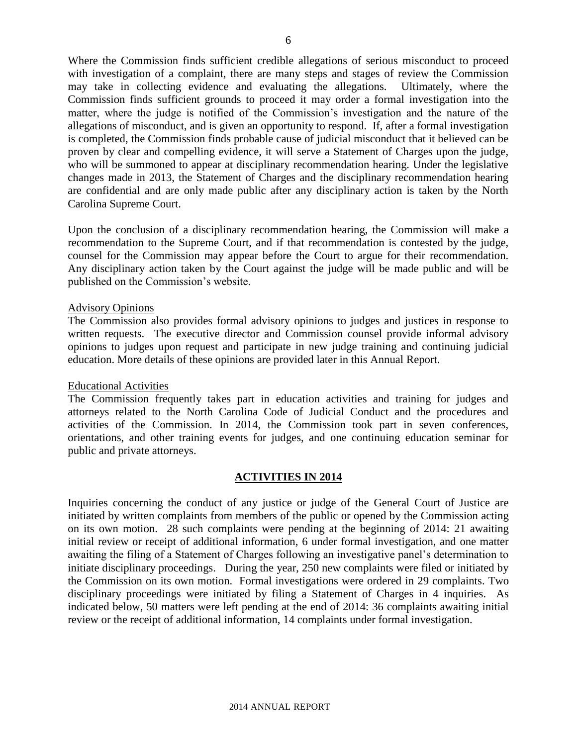Where the Commission finds sufficient credible allegations of serious misconduct to proceed with investigation of a complaint, there are many steps and stages of review the Commission may take in collecting evidence and evaluating the allegations. Ultimately, where the Commission finds sufficient grounds to proceed it may order a formal investigation into the matter, where the judge is notified of the Commission's investigation and the nature of the allegations of misconduct, and is given an opportunity to respond. If, after a formal investigation is completed, the Commission finds probable cause of judicial misconduct that it believed can be proven by clear and compelling evidence, it will serve a Statement of Charges upon the judge, who will be summoned to appear at disciplinary recommendation hearing. Under the legislative changes made in 2013, the Statement of Charges and the disciplinary recommendation hearing are confidential and are only made public after any disciplinary action is taken by the North Carolina Supreme Court.

Upon the conclusion of a disciplinary recommendation hearing, the Commission will make a recommendation to the Supreme Court, and if that recommendation is contested by the judge, counsel for the Commission may appear before the Court to argue for their recommendation. Any disciplinary action taken by the Court against the judge will be made public and will be published on the Commission's website.

Advisory Opinions

The Commission also provides formal advisory opinions to judges and justices in response to written requests. The executive director and Commission counsel provide informal advisory opinions to judges upon request and participate in new judge training and continuing judicial education. More details of these opinions are provided later in this Annual Report.

Educational Activities

The Commission frequently takes part in education activities and training for judges and attorneys related to the North Carolina Code of Judicial Conduct and the procedures and activities of the Commission. In 2014, the Commission took part in seven conferences, orientations, and other training events for judges, and one continuing education seminar for public and private attorneys.

## ACTIVITIES IN 2014

Inquiries concerning the conduct of any justice or judge of the General Court of Justice are initiated by written complaints from members of the public or opened by the Commission acting on its own motion. 28 such complaints were pending at the beginning of 2014: 21 awaiting initial review or receipt of additional information, 6 under formal investigation, and one matter awaiting the filing of a Statement of Charges following an investigative panel's determination to initiate disciplinary proceedings. During the year, 250 new complaints were filed or initiated by the Commission on its own motion. Formal investigations were ordered in 29 complaints. Two disciplinary proceedings were initiated by filing a Statement of Charges in 4 inquiries. As indicated below, 50 matters were left pending at the end of 2014: 36 complaints awaiting initial review or the receipt of additional information, 14 complaints under formal investigation.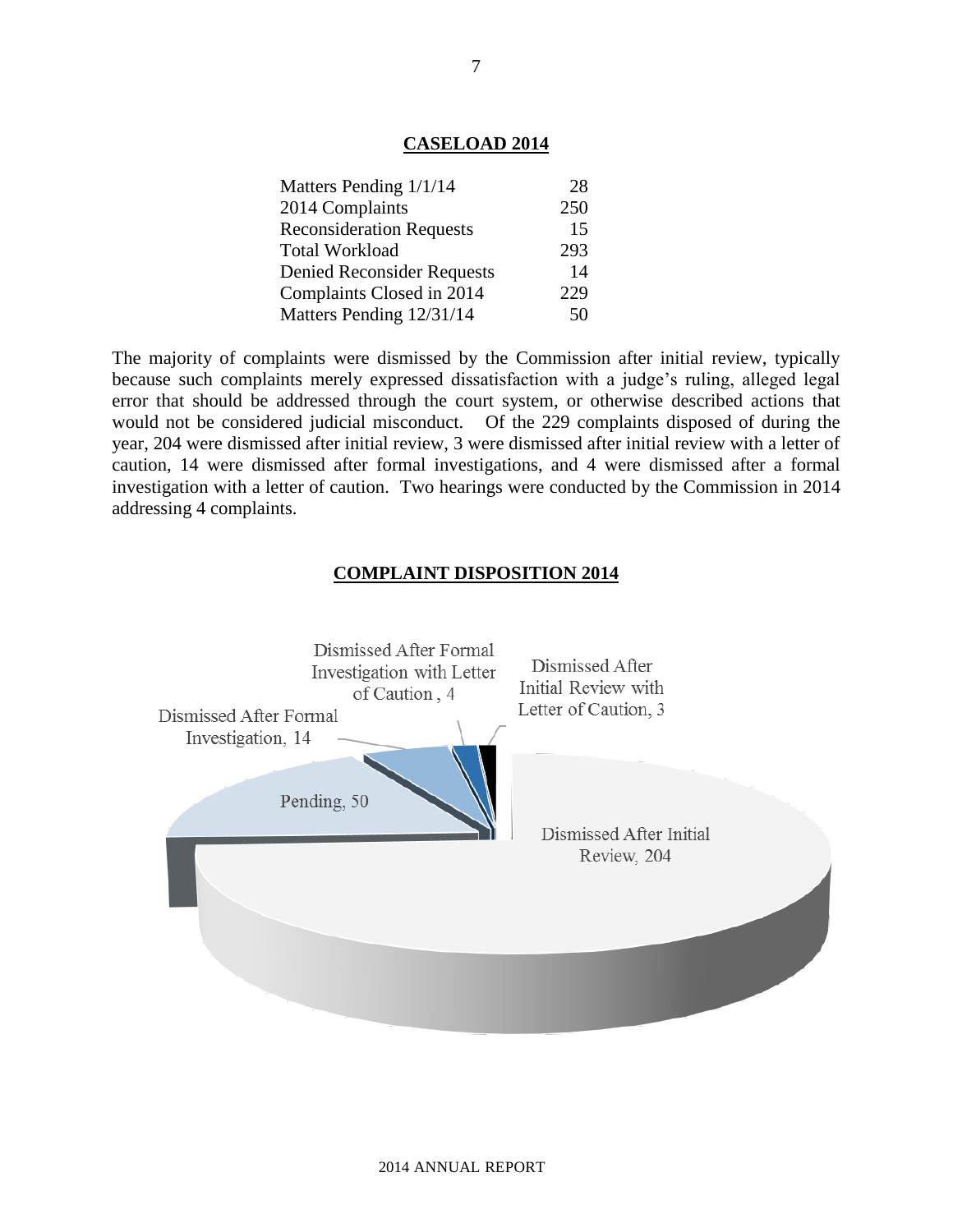## CASELOAD 2014

| | |
|---|---|
| Matters Pending 1/1/14 | 28 |
| 2014 Complaints | 250 |
| Reconsideration Requests | 15 |
| Total Workload | 293 |
| Denied Reconsider Requests | 14 |
| Complaints Closed in 2014 | 229 |
| Matters Pending 12/31/14 | 50 |

The majority of complaints were dismissed by the Commission after initial review, typically because such complaints merely expressed dissatisfaction with a judge's ruling, alleged legal error that should be addressed through the court system, or otherwise described actions that would not be considered judicial misconduct. Of the 229 complaints disposed of during the year, 204 were dismissed after initial review, 3 were dismissed after initial review with a letter of caution, 14 were dismissed after formal investigations, and 4 were dismissed after a formal investigation with a letter of caution. Two hearings were conducted by the Commission in 2014 addressing 4 complaints.

## COMPLAINT DISPOSITION 2014

Dismissed After Formal Investigation with Letter of Caution , 4

Dismissed After Initial Review with Letter of Caution, 3

Dismissed After Formal Investigation, 14

Pending, 50

Dismissed After Initial Review, 204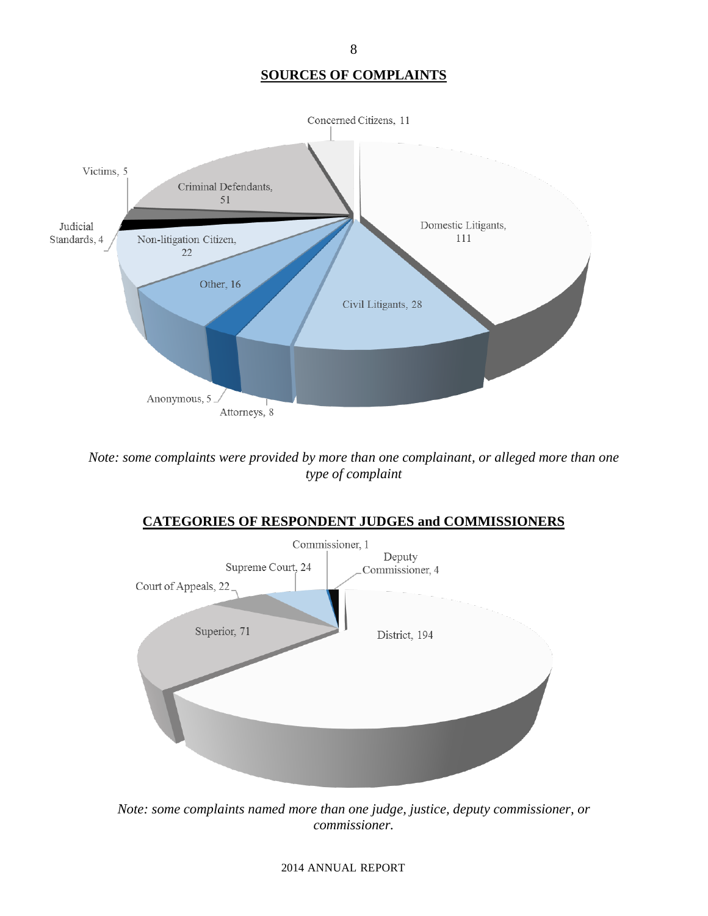## SOURCES OF COMPLAINTS

| Source | Count |
|---|---|
| Domestic Litigants | 111 |
| Civil Litigants | 28 |
| Attorneys | 8 |
| Anonymous | 5 |
| Other | 16 |
| Non-litigation Citizen | 22 |
| Judicial Standards | 4 |
| Victims | 5 |
| Criminal Defendants | 51 |
| Concerned Citizens | 11 |

*Note: some complaints were provided by more than one complainant, or alleged more than one type of complaint*

## CATEGORIES OF RESPONDENT JUDGES and COMMISSIONERS

| Category | Count |
|---|---|
| District | 194 |
| Superior | 71 |
| Court of Appeals | 22 |
| Supreme Court | 24 |
| Commissioner | 1 |
| Deputy Commissioner | 4 |

*Note: some complaints named more than one judge, justice, deputy commissioner, or commissioner.*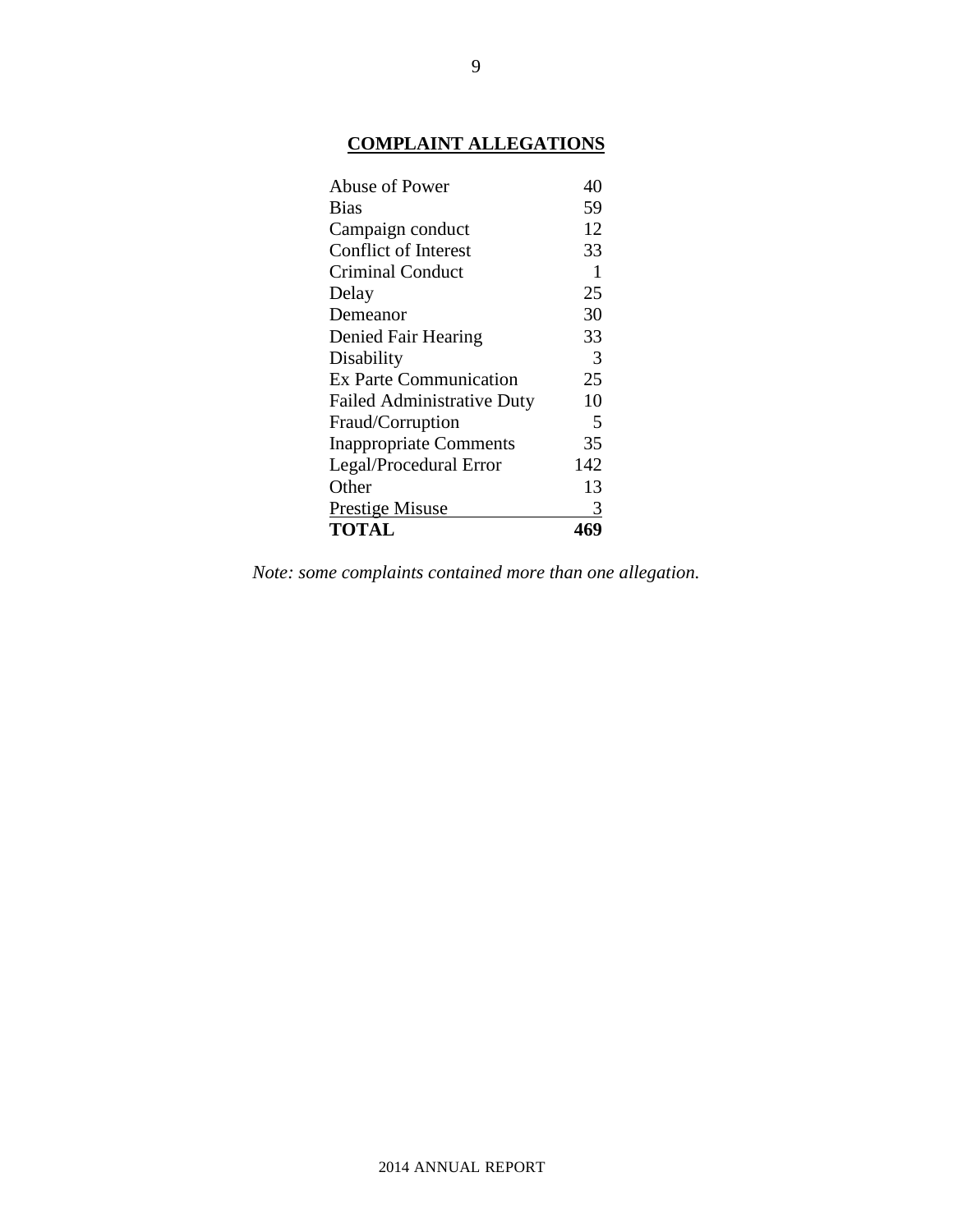## COMPLAINT ALLEGATIONS

| Allegation | Count |
|---|---|
| Abuse of Power | 40 |
| Bias | 59 |
| Campaign conduct | 12 |
| Conflict of Interest | 33 |
| Criminal Conduct | 1 |
| Delay | 25 |
| Demeanor | 30 |
| Denied Fair Hearing | 33 |
| Disability | 3 |
| Ex Parte Communication | 25 |
| Failed Administrative Duty | 10 |
| Fraud/Corruption | 5 |
| Inappropriate Comments | 35 |
| Legal/Procedural Error | 142 |
| Other | 13 |
| Prestige Misuse | 3 |
| **TOTAL** | **469** |

*Note: some complaints contained more than one allegation.*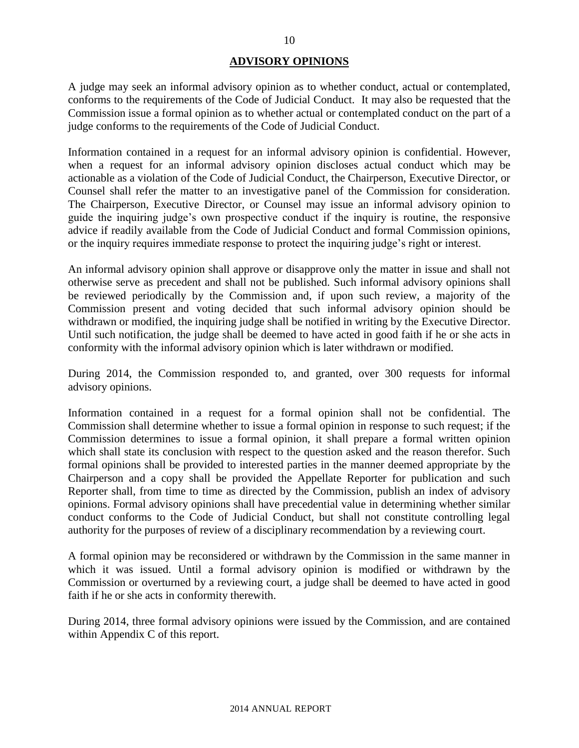## ADVISORY OPINIONS

A judge may seek an informal advisory opinion as to whether conduct, actual or contemplated, conforms to the requirements of the Code of Judicial Conduct. It may also be requested that the Commission issue a formal opinion as to whether actual or contemplated conduct on the part of a judge conforms to the requirements of the Code of Judicial Conduct.

Information contained in a request for an informal advisory opinion is confidential. However, when a request for an informal advisory opinion discloses actual conduct which may be actionable as a violation of the Code of Judicial Conduct, the Chairperson, Executive Director, or Counsel shall refer the matter to an investigative panel of the Commission for consideration. The Chairperson, Executive Director, or Counsel may issue an informal advisory opinion to guide the inquiring judge's own prospective conduct if the inquiry is routine, the responsive advice if readily available from the Code of Judicial Conduct and formal Commission opinions, or the inquiry requires immediate response to protect the inquiring judge's right or interest.

An informal advisory opinion shall approve or disapprove only the matter in issue and shall not otherwise serve as precedent and shall not be published. Such informal advisory opinions shall be reviewed periodically by the Commission and, if upon such review, a majority of the Commission present and voting decided that such informal advisory opinion should be withdrawn or modified, the inquiring judge shall be notified in writing by the Executive Director. Until such notification, the judge shall be deemed to have acted in good faith if he or she acts in conformity with the informal advisory opinion which is later withdrawn or modified.

During 2014, the Commission responded to, and granted, over 300 requests for informal advisory opinions.

Information contained in a request for a formal opinion shall not be confidential. The Commission shall determine whether to issue a formal opinion in response to such request; if the Commission determines to issue a formal opinion, it shall prepare a formal written opinion which shall state its conclusion with respect to the question asked and the reason therefor. Such formal opinions shall be provided to interested parties in the manner deemed appropriate by the Chairperson and a copy shall be provided the Appellate Reporter for publication and such Reporter shall, from time to time as directed by the Commission, publish an index of advisory opinions. Formal advisory opinions shall have precedential value in determining whether similar conduct conforms to the Code of Judicial Conduct, but shall not constitute controlling legal authority for the purposes of review of a disciplinary recommendation by a reviewing court.

A formal opinion may be reconsidered or withdrawn by the Commission in the same manner in which it was issued. Until a formal advisory opinion is modified or withdrawn by the Commission or overturned by a reviewing court, a judge shall be deemed to have acted in good faith if he or she acts in conformity therewith.

During 2014, three formal advisory opinions were issued by the Commission, and are contained within Appendix C of this report.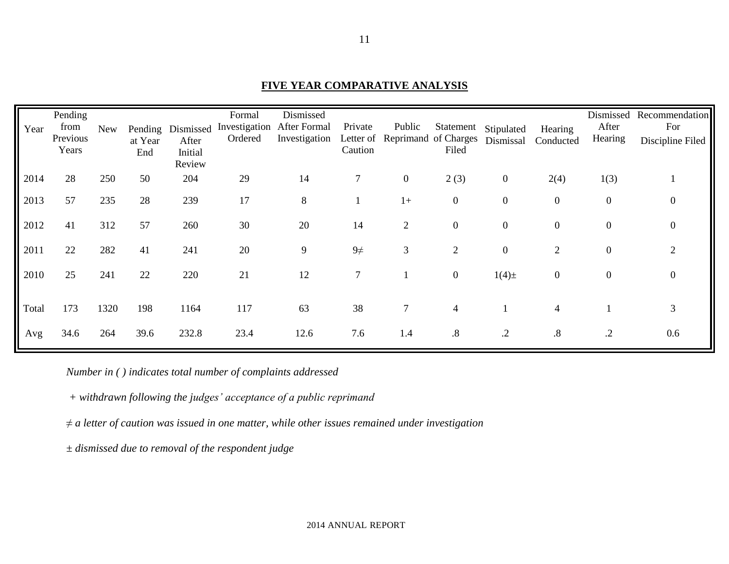## FIVE YEAR COMPARATIVE ANALYSIS

| Year | Pending from Previous Years | New | Pending at Year End | Dismissed After Initial Review | Formal Investigation Ordered | Dismissed After Formal Investigation | Private Letter of Caution | Public Reprimand | Statement of Charges Filed | Stipulated Dismissal | Hearing Conducted | Dismissed After Hearing | Recommendation For Discipline Filed |
|---|---|---|---|---|---|---|---|---|---|---|---|---|---|
| 2014 | 28 | 250 | 50 | 204 | 29 | 14 | 7 | 0 | 2 (3) | 0 | 2(4) | 1(3) | 1 |
| 2013 | 57 | 235 | 28 | 239 | 17 | 8 | 1 | 1+ | 0 | 0 | 0 | 0 | 0 |
| 2012 | 41 | 312 | 57 | 260 | 30 | 20 | 14 | 2 | 0 | 0 | 0 | 0 | 0 |
| 2011 | 22 | 282 | 41 | 241 | 20 | 9 | 9≠ | 3 | 2 | 0 | 2 | 0 | 2 |
| 2010 | 25 | 241 | 22 | 220 | 21 | 12 | 7 | 1 | 0 | 1(4)± | 0 | 0 | 0 |
| Total | 173 | 1320 | 198 | 1164 | 117 | 63 | 38 | 7 | 4 | 1 | 4 | 1 | 3 |
| Avg | 34.6 | 264 | 39.6 | 232.8 | 23.4 | 12.6 | 7.6 | 1.4 | .8 | .2 | .8 | .2 | 0.6 |

*Number in ( ) indicates total number of complaints addressed*

*+ withdrawn following the judges' acceptance of a public reprimand*

*≠ a letter of caution was issued in one matter, while other issues remained under investigation*

*± dismissed due to removal of the respondent judge*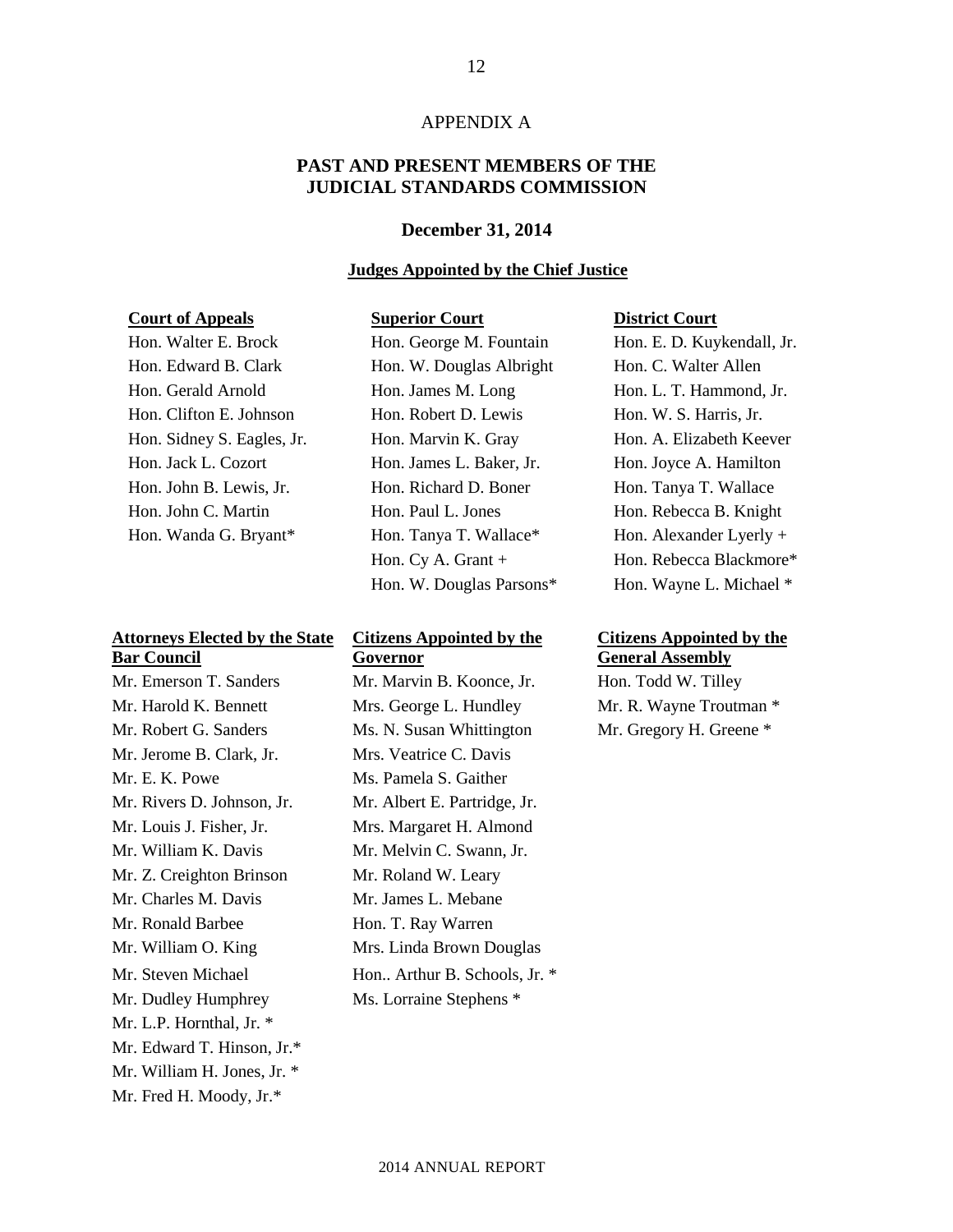APPENDIX A

# PAST AND PRESENT MEMBERS OF THE JUDICIAL STANDARDS COMMISSION

**December 31, 2014**

## Judges Appointed by the Chief Justice

### Court of Appeals

Hon. Walter E. Brock
Hon. Edward B. Clark
Hon. Gerald Arnold
Hon. Clifton E. Johnson
Hon. Sidney S. Eagles, Jr.
Hon. Jack L. Cozort
Hon. John B. Lewis, Jr.
Hon. John C. Martin
Hon. Wanda G. Bryant*

### Superior Court

Hon. George M. Fountain
Hon. W. Douglas Albright
Hon. James M. Long
Hon. Robert D. Lewis
Hon. Marvin K. Gray
Hon. James L. Baker, Jr.
Hon. Richard D. Boner
Hon. Paul L. Jones
Hon. Tanya T. Wallace*
Hon. Cy A. Grant +
Hon. W. Douglas Parsons*

### District Court

Hon. E. D. Kuykendall, Jr.
Hon. C. Walter Allen
Hon. L. T. Hammond, Jr.
Hon. W. S. Harris, Jr.
Hon. A. Elizabeth Keever
Hon. Joyce A. Hamilton
Hon. Tanya T. Wallace
Hon. Rebecca B. Knight
Hon. Alexander Lyerly +
Hon. Rebecca Blackmore*
Hon. Wayne L. Michael *

### Attorneys Elected by the State Bar Council

Mr. Emerson T. Sanders
Mr. Harold K. Bennett
Mr. Robert G. Sanders
Mr. Jerome B. Clark, Jr.
Mr. E. K. Powe
Mr. Rivers D. Johnson, Jr.
Mr. Louis J. Fisher, Jr.
Mr. William K. Davis
Mr. Z. Creighton Brinson
Mr. Charles M. Davis
Mr. Ronald Barbee
Mr. William O. King
Mr. Steven Michael
Mr. Dudley Humphrey
Mr. L.P. Hornthal, Jr. *
Mr. Edward T. Hinson, Jr.*
Mr. William H. Jones, Jr. *
Mr. Fred H. Moody, Jr.*

### Citizens Appointed by the Governor

Mr. Marvin B. Koonce, Jr.
Mrs. George L. Hundley
Ms. N. Susan Whittington
Mrs. Veatrice C. Davis
Ms. Pamela S. Gaither
Mr. Albert E. Partridge, Jr.
Mrs. Margaret H. Almond
Mr. Melvin C. Swann, Jr.
Mr. Roland W. Leary
Mr. James L. Mebane
Hon. T. Ray Warren
Mrs. Linda Brown Douglas
Hon.. Arthur B. Schools, Jr. *
Ms. Lorraine Stephens *

### Citizens Appointed by the General Assembly

Hon. Todd W. Tilley
Mr. R. Wayne Troutman *
Mr. Gregory H. Greene *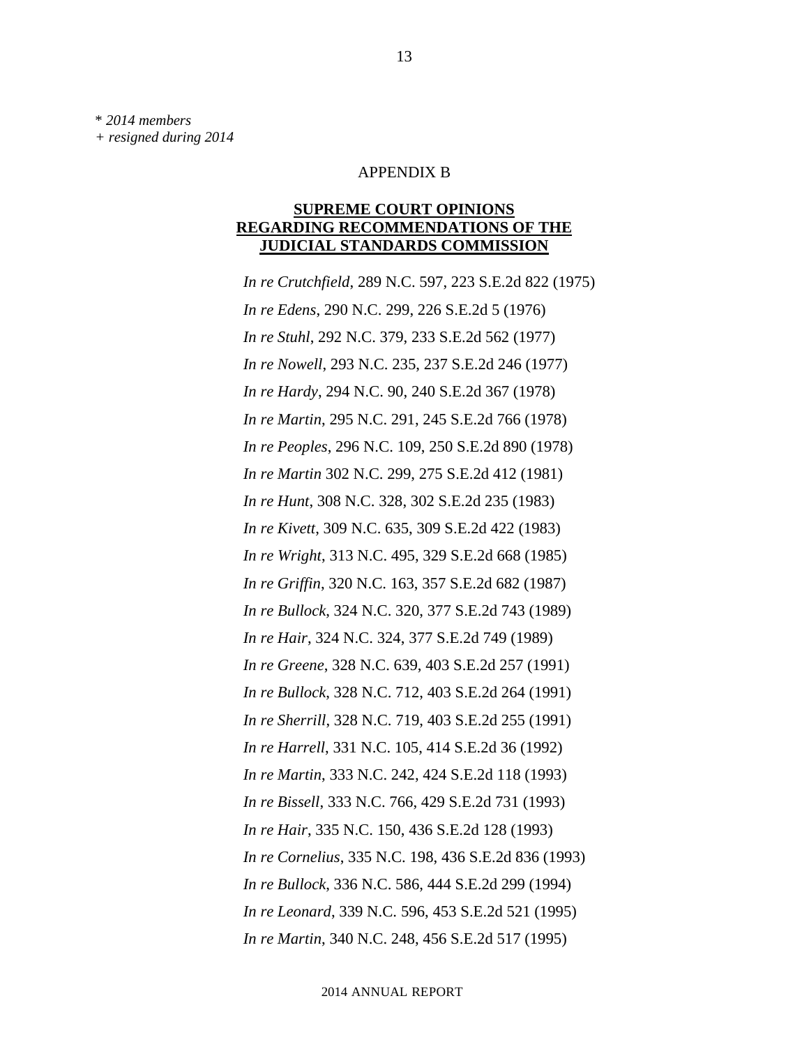*\* 2014 members*
*+ resigned during 2014*

APPENDIX B

## **SUPREME COURT OPINIONS REGARDING RECOMMENDATIONS OF THE JUDICIAL STANDARDS COMMISSION**

*In re Crutchfield*, 289 N.C. 597, 223 S.E.2d 822 (1975)

*In re Edens*, 290 N.C. 299, 226 S.E.2d 5 (1976)

*In re Stuhl*, 292 N.C. 379, 233 S.E.2d 562 (1977)

*In re Nowell*, 293 N.C. 235, 237 S.E.2d 246 (1977)

*In re Hardy*, 294 N.C. 90, 240 S.E.2d 367 (1978)

*In re Martin*, 295 N.C. 291, 245 S.E.2d 766 (1978)

*In re Peoples*, 296 N.C. 109, 250 S.E.2d 890 (1978)

*In re Martin* 302 N.C. 299, 275 S.E.2d 412 (1981)

*In re Hunt*, 308 N.C. 328, 302 S.E.2d 235 (1983)

*In re Kivett*, 309 N.C. 635, 309 S.E.2d 422 (1983)

*In re Wright*, 313 N.C. 495, 329 S.E.2d 668 (1985)

*In re Griffin*, 320 N.C. 163, 357 S.E.2d 682 (1987)

*In re Bullock,* 324 N.C. 320, 377 S.E.2d 743 (1989)

*In re Hair*, 324 N.C. 324, 377 S.E.2d 749 (1989)

*In re Greene*, 328 N.C. 639, 403 S.E.2d 257 (1991)

*In re Bullock*, 328 N.C. 712, 403 S.E.2d 264 (1991)

*In re Sherrill*, 328 N.C. 719, 403 S.E.2d 255 (1991)

*In re Harrell*, 331 N.C. 105, 414 S.E.2d 36 (1992)

*In re Martin*, 333 N.C. 242, 424 S.E.2d 118 (1993)

*In re Bissell*, 333 N.C. 766, 429 S.E.2d 731 (1993)

*In re Hair*, 335 N.C. 150, 436 S.E.2d 128 (1993)

*In re Cornelius*, 335 N.C. 198, 436 S.E.2d 836 (1993)

*In re Bullock,* 336 N.C. 586, 444 S.E.2d 299 (1994)

*In re Leonard*, 339 N.C. 596, 453 S.E.2d 521 (1995)

*In re Martin*, 340 N.C. 248, 456 S.E.2d 517 (1995)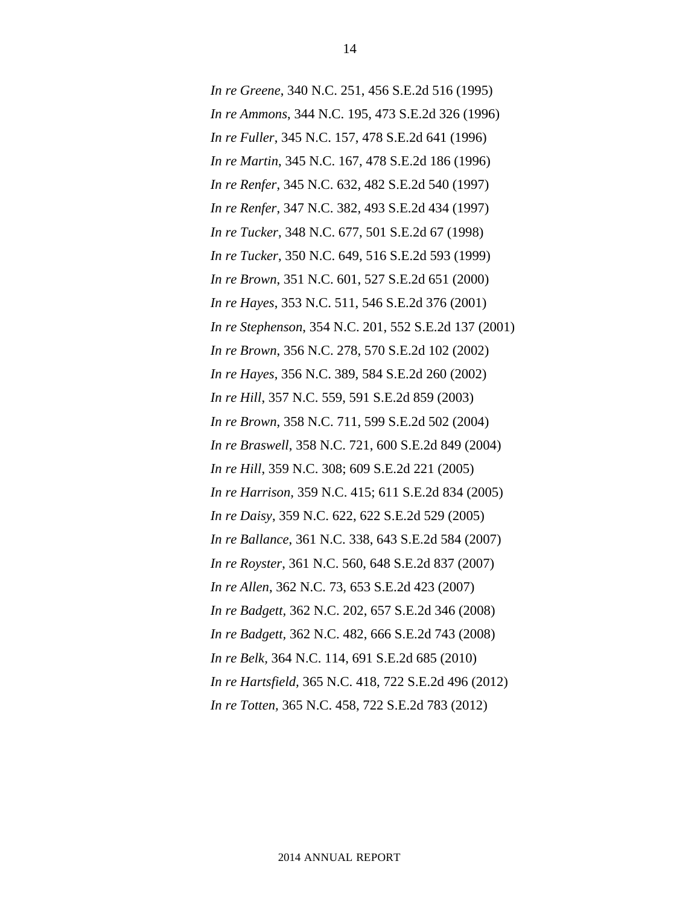*In re Greene*, 340 N.C. 251, 456 S.E.2d 516 (1995)

*In re Ammons*, 344 N.C. 195, 473 S.E.2d 326 (1996)

*In re Fuller*, 345 N.C. 157, 478 S.E.2d 641 (1996)

*In re Martin*, 345 N.C. 167, 478 S.E.2d 186 (1996)

*In re Renfer*, 345 N.C. 632, 482 S.E.2d 540 (1997)

*In re Renfer*, 347 N.C. 382, 493 S.E.2d 434 (1997)

*In re Tucker*, 348 N.C. 677, 501 S.E.2d 67 (1998)

*In re Tucker*, 350 N.C. 649, 516 S.E.2d 593 (1999)

*In re Brown*, 351 N.C. 601, 527 S.E.2d 651 (2000)

*In re Hayes*, 353 N.C. 511, 546 S.E.2d 376 (2001)

*In re Stephenson*, 354 N.C. 201, 552 S.E.2d 137 (2001)

*In re Brown*, 356 N.C. 278, 570 S.E.2d 102 (2002)

*In re Hayes*, 356 N.C. 389, 584 S.E.2d 260 (2002)

*In re Hill*, 357 N.C. 559, 591 S.E.2d 859 (2003)

*In re Brown*, 358 N.C. 711, 599 S.E.2d 502 (2004)

*In re Braswell*, 358 N.C. 721, 600 S.E.2d 849 (2004)

*In re Hill*, 359 N.C. 308; 609 S.E.2d 221 (2005)

*In re Harrison,* 359 N.C. 415; 611 S.E.2d 834 (2005)

*In re Daisy*, 359 N.C. 622, 622 S.E.2d 529 (2005)

*In re Ballance*, 361 N.C. 338, 643 S.E.2d 584 (2007)

*In re Royster*, 361 N.C. 560, 648 S.E.2d 837 (2007)

*In re Allen,* 362 N.C. 73, 653 S.E.2d 423 (2007)

*In re Badgett,* 362 N.C. 202, 657 S.E.2d 346 (2008)

*In re Badgett,* 362 N.C. 482, 666 S.E.2d 743 (2008)

*In re Belk,* 364 N.C. 114, 691 S.E.2d 685 (2010)

*In re Hartsfield,* 365 N.C. 418, 722 S.E.2d 496 (2012)

*In re Totten,* 365 N.C. 458, 722 S.E.2d 783 (2012)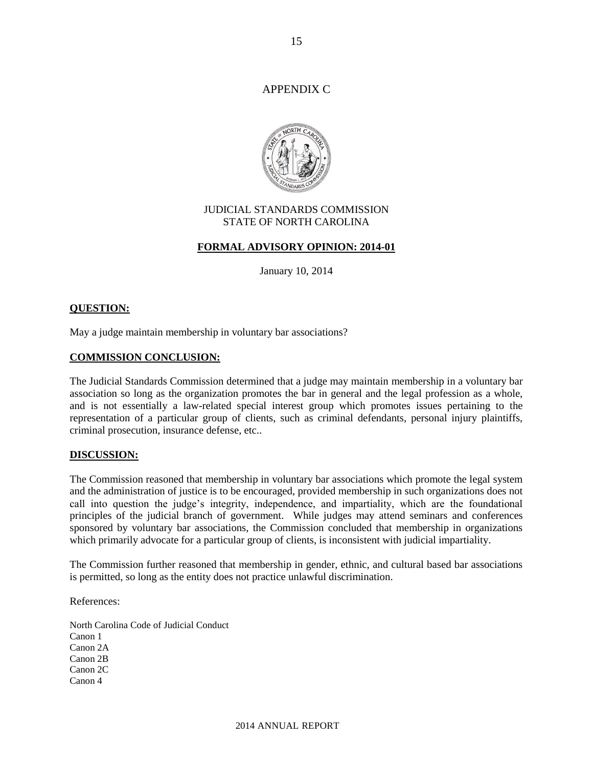# APPENDIX C

JUDICIAL STANDARDS COMMISSION
STATE OF NORTH CAROLINA

## FORMAL ADVISORY OPINION: 2014-01

January 10, 2014

**QUESTION:**

May a judge maintain membership in voluntary bar associations?

**COMMISSION CONCLUSION:**

The Judicial Standards Commission determined that a judge may maintain membership in a voluntary bar association so long as the organization promotes the bar in general and the legal profession as a whole, and is not essentially a law-related special interest group which promotes issues pertaining to the representation of a particular group of clients, such as criminal defendants, personal injury plaintiffs, criminal prosecution, insurance defense, etc..

**DISCUSSION:**

The Commission reasoned that membership in voluntary bar associations which promote the legal system and the administration of justice is to be encouraged, provided membership in such organizations does not call into question the judge's integrity, independence, and impartiality, which are the foundational principles of the judicial branch of government. While judges may attend seminars and conferences sponsored by voluntary bar associations, the Commission concluded that membership in organizations which primarily advocate for a particular group of clients, is inconsistent with judicial impartiality.

The Commission further reasoned that membership in gender, ethnic, and cultural based bar associations is permitted, so long as the entity does not practice unlawful discrimination.

References:

North Carolina Code of Judicial Conduct
Canon 1
Canon 2A
Canon 2B
Canon 2C
Canon 4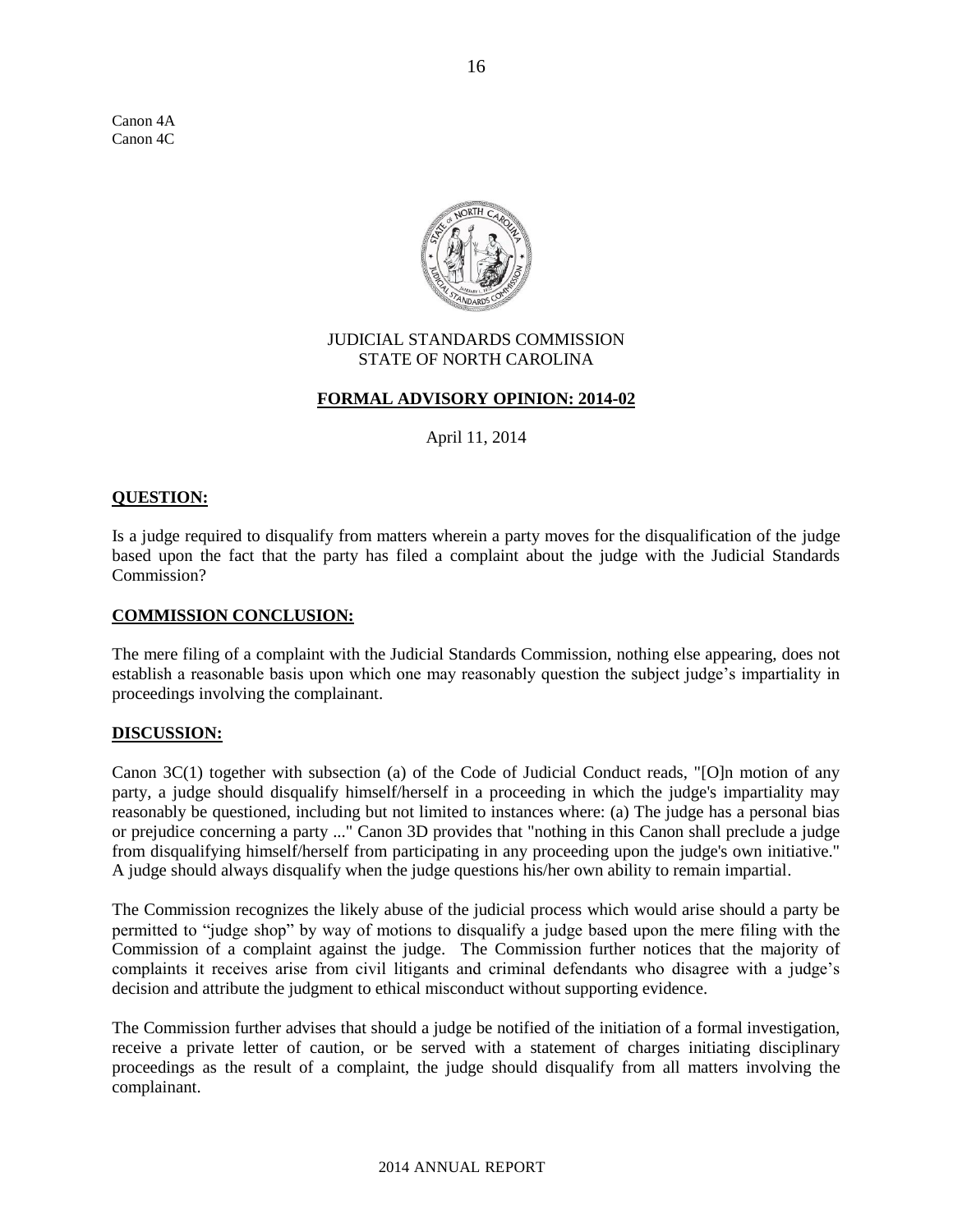Canon 4A
Canon 4C

JUDICIAL STANDARDS COMMISSION
STATE OF NORTH CAROLINA

## FORMAL ADVISORY OPINION: 2014-02

April 11, 2014

### QUESTION:

Is a judge required to disqualify from matters wherein a party moves for the disqualification of the judge based upon the fact that the party has filed a complaint about the judge with the Judicial Standards Commission?

### COMMISSION CONCLUSION:

The mere filing of a complaint with the Judicial Standards Commission, nothing else appearing, does not establish a reasonable basis upon which one may reasonably question the subject judge's impartiality in proceedings involving the complainant.

### DISCUSSION:

Canon 3C(1) together with subsection (a) of the Code of Judicial Conduct reads, "[O]n motion of any party, a judge should disqualify himself/herself in a proceeding in which the judge's impartiality may reasonably be questioned, including but not limited to instances where: (a) The judge has a personal bias or prejudice concerning a party ..." Canon 3D provides that "nothing in this Canon shall preclude a judge from disqualifying himself/herself from participating in any proceeding upon the judge's own initiative." A judge should always disqualify when the judge questions his/her own ability to remain impartial.

The Commission recognizes the likely abuse of the judicial process which would arise should a party be permitted to "judge shop" by way of motions to disqualify a judge based upon the mere filing with the Commission of a complaint against the judge. The Commission further notices that the majority of complaints it receives arise from civil litigants and criminal defendants who disagree with a judge's decision and attribute the judgment to ethical misconduct without supporting evidence.

The Commission further advises that should a judge be notified of the initiation of a formal investigation, receive a private letter of caution, or be served with a statement of charges initiating disciplinary proceedings as the result of a complaint, the judge should disqualify from all matters involving the complainant.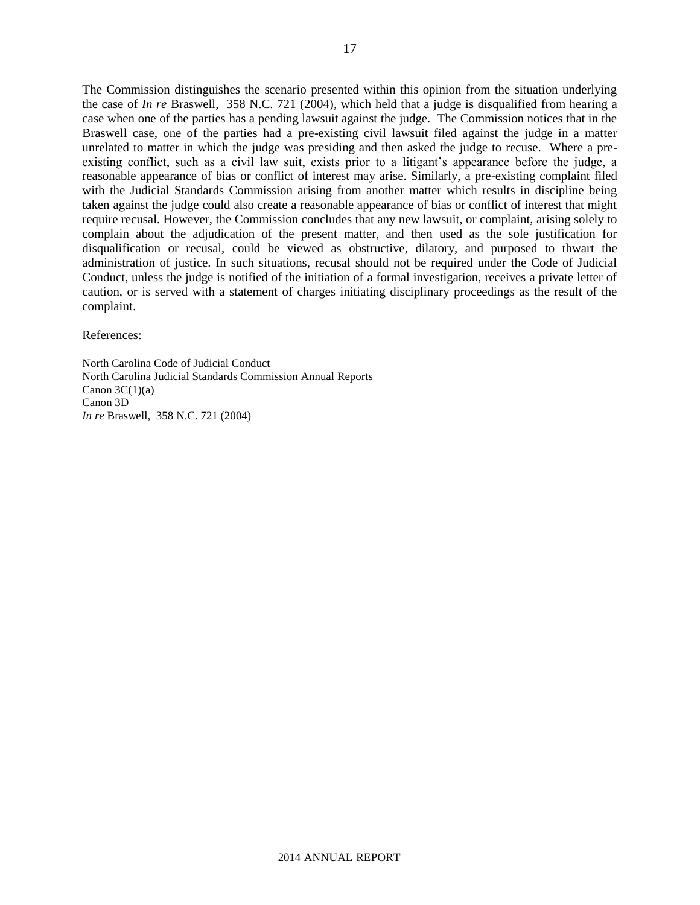The Commission distinguishes the scenario presented within this opinion from the situation underlying the case of *In re* Braswell, 358 N.C. 721 (2004), which held that a judge is disqualified from hearing a case when one of the parties has a pending lawsuit against the judge. The Commission notices that in the Braswell case, one of the parties had a pre-existing civil lawsuit filed against the judge in a matter unrelated to matter in which the judge was presiding and then asked the judge to recuse. Where a pre-existing conflict, such as a civil law suit, exists prior to a litigant's appearance before the judge, a reasonable appearance of bias or conflict of interest may arise. Similarly, a pre-existing complaint filed with the Judicial Standards Commission arising from another matter which results in discipline being taken against the judge could also create a reasonable appearance of bias or conflict of interest that might require recusal. However, the Commission concludes that any new lawsuit, or complaint, arising solely to complain about the adjudication of the present matter, and then used as the sole justification for disqualification or recusal, could be viewed as obstructive, dilatory, and purposed to thwart the administration of justice. In such situations, recusal should not be required under the Code of Judicial Conduct, unless the judge is notified of the initiation of a formal investigation, receives a private letter of caution, or is served with a statement of charges initiating disciplinary proceedings as the result of the complaint.

References:

North Carolina Code of Judicial Conduct
North Carolina Judicial Standards Commission Annual Reports
Canon 3C(1)(a)
Canon 3D
*In re* Braswell, 358 N.C. 721 (2004)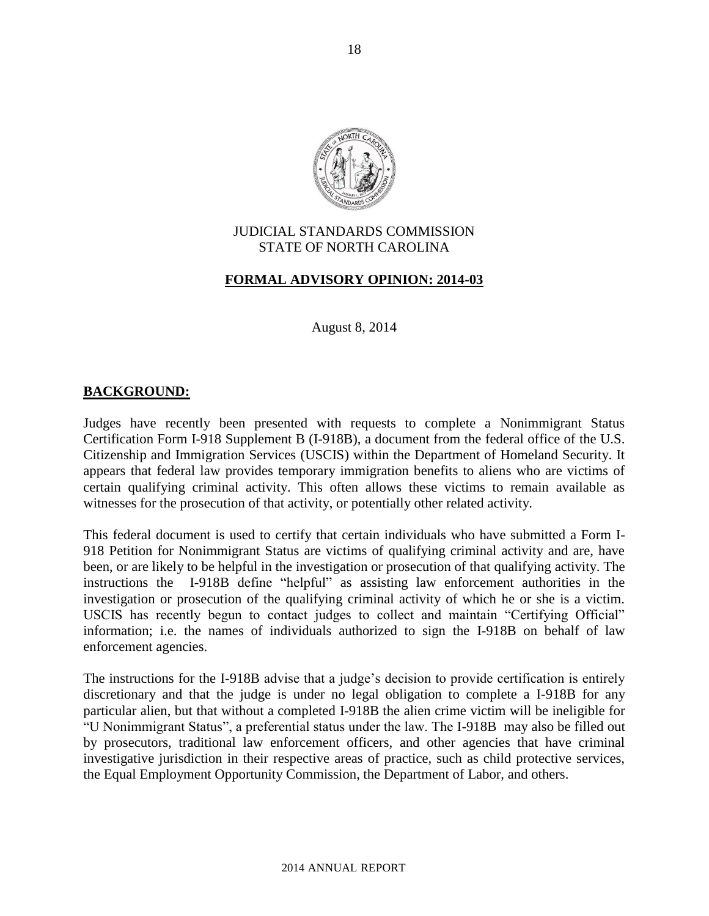JUDICIAL STANDARDS COMMISSION
STATE OF NORTH CAROLINA

**FORMAL ADVISORY OPINION: 2014-03**

August 8, 2014

## BACKGROUND:

Judges have recently been presented with requests to complete a Nonimmigrant Status Certification Form I-918 Supplement B (I-918B), a document from the federal office of the U.S. Citizenship and Immigration Services (USCIS) within the Department of Homeland Security. It appears that federal law provides temporary immigration benefits to aliens who are victims of certain qualifying criminal activity. This often allows these victims to remain available as witnesses for the prosecution of that activity, or potentially other related activity.

This federal document is used to certify that certain individuals who have submitted a Form I-918 Petition for Nonimmigrant Status are victims of qualifying criminal activity and are, have been, or are likely to be helpful in the investigation or prosecution of that qualifying activity. The instructions the I-918B define "helpful" as assisting law enforcement authorities in the investigation or prosecution of the qualifying criminal activity of which he or she is a victim. USCIS has recently begun to contact judges to collect and maintain "Certifying Official" information; i.e. the names of individuals authorized to sign the I-918B on behalf of law enforcement agencies.

The instructions for the I-918B advise that a judge's decision to provide certification is entirely discretionary and that the judge is under no legal obligation to complete a I-918B for any particular alien, but that without a completed I-918B the alien crime victim will be ineligible for "U Nonimmigrant Status", a preferential status under the law. The I-918B may also be filled out by prosecutors, traditional law enforcement officers, and other agencies that have criminal investigative jurisdiction in their respective areas of practice, such as child protective services, the Equal Employment Opportunity Commission, the Department of Labor, and others.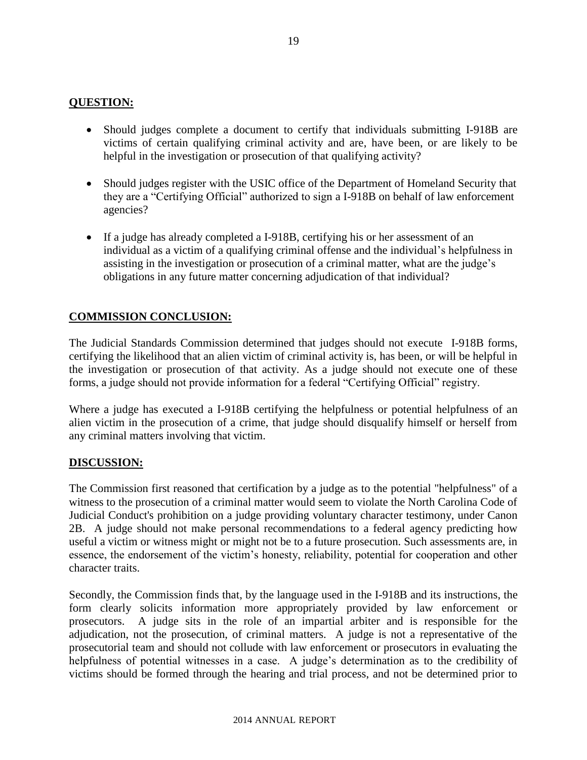**QUESTION:**

- Should judges complete a document to certify that individuals submitting I-918B are victims of certain qualifying criminal activity and are, have been, or are likely to be helpful in the investigation or prosecution of that qualifying activity?
- Should judges register with the USIC office of the Department of Homeland Security that they are a "Certifying Official" authorized to sign a I-918B on behalf of law enforcement agencies?
- If a judge has already completed a I-918B, certifying his or her assessment of an individual as a victim of a qualifying criminal offense and the individual's helpfulness in assisting in the investigation or prosecution of a criminal matter, what are the judge's obligations in any future matter concerning adjudication of that individual?

**COMMISSION CONCLUSION:**

The Judicial Standards Commission determined that judges should not execute I-918B forms, certifying the likelihood that an alien victim of criminal activity is, has been, or will be helpful in the investigation or prosecution of that activity. As a judge should not execute one of these forms, a judge should not provide information for a federal "Certifying Official" registry.

Where a judge has executed a I-918B certifying the helpfulness or potential helpfulness of an alien victim in the prosecution of a crime, that judge should disqualify himself or herself from any criminal matters involving that victim.

**DISCUSSION:**

The Commission first reasoned that certification by a judge as to the potential "helpfulness" of a witness to the prosecution of a criminal matter would seem to violate the North Carolina Code of Judicial Conduct's prohibition on a judge providing voluntary character testimony, under Canon 2B. A judge should not make personal recommendations to a federal agency predicting how useful a victim or witness might or might not be to a future prosecution. Such assessments are, in essence, the endorsement of the victim's honesty, reliability, potential for cooperation and other character traits.

Secondly, the Commission finds that, by the language used in the I-918B and its instructions, the form clearly solicits information more appropriately provided by law enforcement or prosecutors. A judge sits in the role of an impartial arbiter and is responsible for the adjudication, not the prosecution, of criminal matters. A judge is not a representative of the prosecutorial team and should not collude with law enforcement or prosecutors in evaluating the helpfulness of potential witnesses in a case. A judge's determination as to the credibility of victims should be formed through the hearing and trial process, and not be determined prior to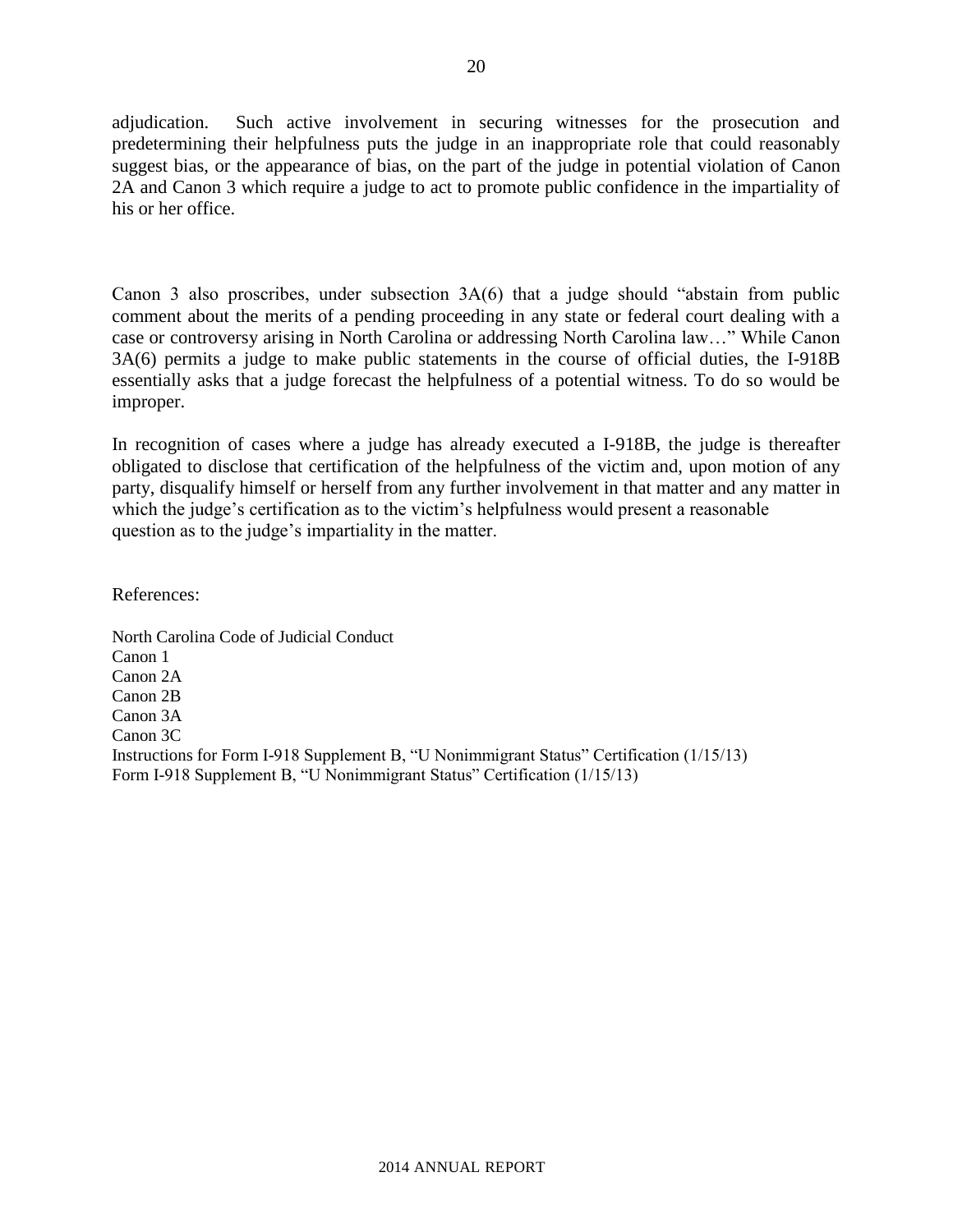adjudication. Such active involvement in securing witnesses for the prosecution and predetermining their helpfulness puts the judge in an inappropriate role that could reasonably suggest bias, or the appearance of bias, on the part of the judge in potential violation of Canon 2A and Canon 3 which require a judge to act to promote public confidence in the impartiality of his or her office.

Canon 3 also proscribes, under subsection 3A(6) that a judge should "abstain from public comment about the merits of a pending proceeding in any state or federal court dealing with a case or controversy arising in North Carolina or addressing North Carolina law…" While Canon 3A(6) permits a judge to make public statements in the course of official duties, the I-918B essentially asks that a judge forecast the helpfulness of a potential witness. To do so would be improper.

In recognition of cases where a judge has already executed a I-918B, the judge is thereafter obligated to disclose that certification of the helpfulness of the victim and, upon motion of any party, disqualify himself or herself from any further involvement in that matter and any matter in which the judge's certification as to the victim's helpfulness would present a reasonable question as to the judge's impartiality in the matter.

References:

North Carolina Code of Judicial Conduct
Canon 1
Canon 2A
Canon 2B
Canon 3A
Canon 3C
Instructions for Form I-918 Supplement B, "U Nonimmigrant Status" Certification (1/15/13)
Form I-918 Supplement B, "U Nonimmigrant Status" Certification (1/15/13)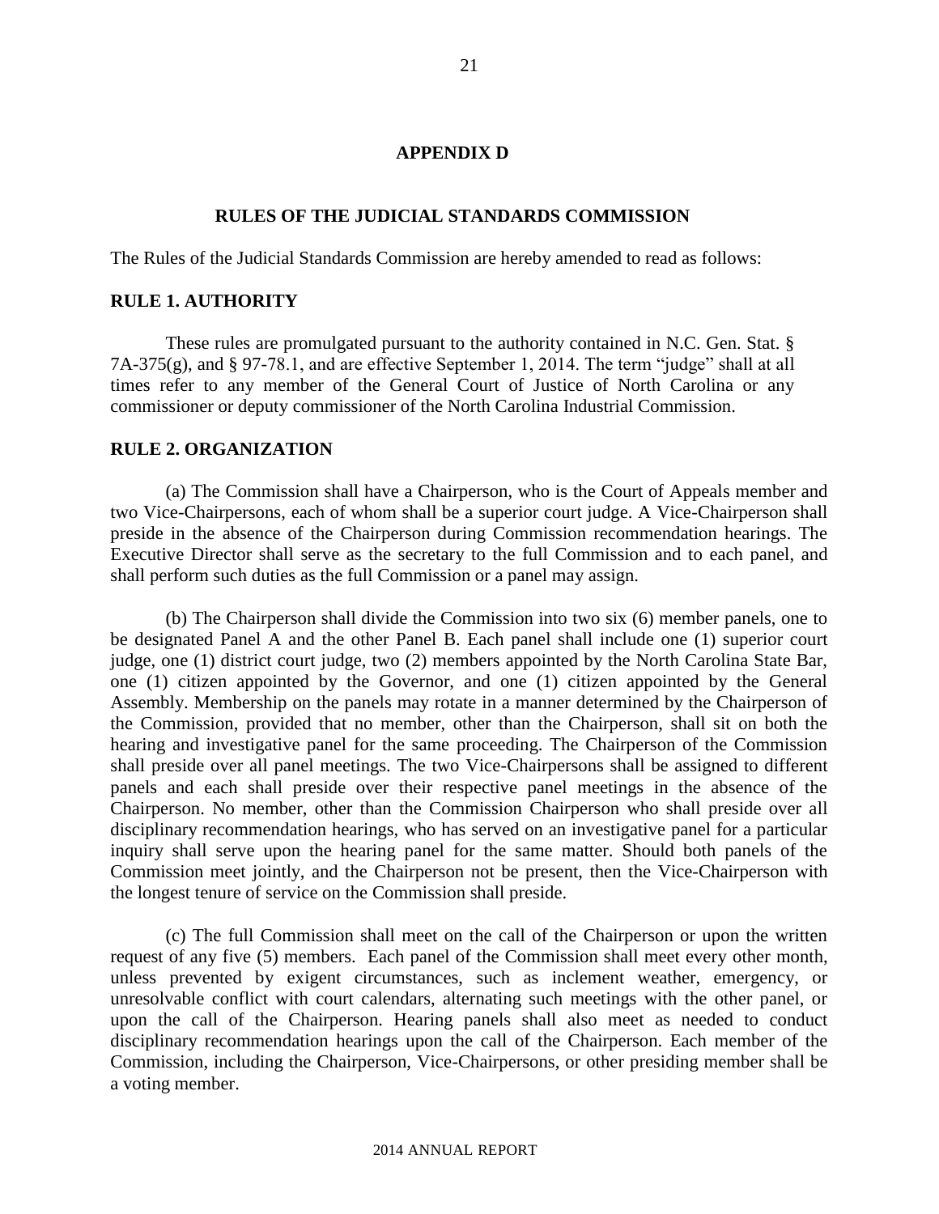## APPENDIX D

## RULES OF THE JUDICIAL STANDARDS COMMISSION

The Rules of the Judicial Standards Commission are hereby amended to read as follows:

### RULE 1. AUTHORITY

These rules are promulgated pursuant to the authority contained in N.C. Gen. Stat. § 7A-375(g), and § 97-78.1, and are effective September 1, 2014. The term "judge" shall at all times refer to any member of the General Court of Justice of North Carolina or any commissioner or deputy commissioner of the North Carolina Industrial Commission.

### RULE 2. ORGANIZATION

(a) The Commission shall have a Chairperson, who is the Court of Appeals member and two Vice-Chairpersons, each of whom shall be a superior court judge. A Vice-Chairperson shall preside in the absence of the Chairperson during Commission recommendation hearings. The Executive Director shall serve as the secretary to the full Commission and to each panel, and shall perform such duties as the full Commission or a panel may assign.

(b) The Chairperson shall divide the Commission into two six (6) member panels, one to be designated Panel A and the other Panel B. Each panel shall include one (1) superior court judge, one (1) district court judge, two (2) members appointed by the North Carolina State Bar, one (1) citizen appointed by the Governor, and one (1) citizen appointed by the General Assembly. Membership on the panels may rotate in a manner determined by the Chairperson of the Commission, provided that no member, other than the Chairperson, shall sit on both the hearing and investigative panel for the same proceeding. The Chairperson of the Commission shall preside over all panel meetings. The two Vice-Chairpersons shall be assigned to different panels and each shall preside over their respective panel meetings in the absence of the Chairperson. No member, other than the Commission Chairperson who shall preside over all disciplinary recommendation hearings, who has served on an investigative panel for a particular inquiry shall serve upon the hearing panel for the same matter. Should both panels of the Commission meet jointly, and the Chairperson not be present, then the Vice-Chairperson with the longest tenure of service on the Commission shall preside.

(c) The full Commission shall meet on the call of the Chairperson or upon the written request of any five (5) members. Each panel of the Commission shall meet every other month, unless prevented by exigent circumstances, such as inclement weather, emergency, or unresolvable conflict with court calendars, alternating such meetings with the other panel, or upon the call of the Chairperson. Hearing panels shall also meet as needed to conduct disciplinary recommendation hearings upon the call of the Chairperson. Each member of the Commission, including the Chairperson, Vice-Chairpersons, or other presiding member shall be a voting member.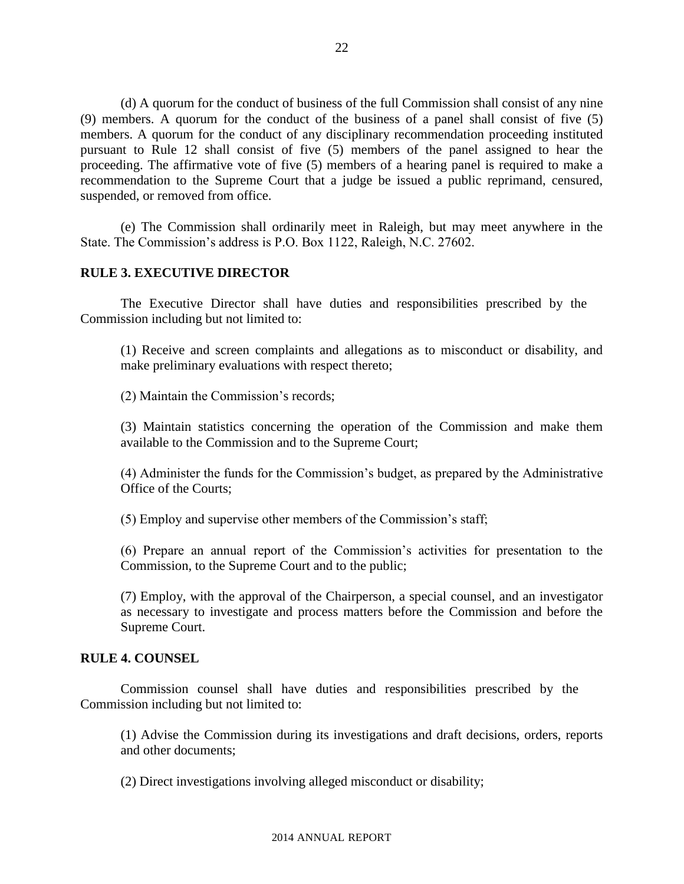(d) A quorum for the conduct of business of the full Commission shall consist of any nine (9) members. A quorum for the conduct of the business of a panel shall consist of five (5) members. A quorum for the conduct of any disciplinary recommendation proceeding instituted pursuant to Rule 12 shall consist of five (5) members of the panel assigned to hear the proceeding. The affirmative vote of five (5) members of a hearing panel is required to make a recommendation to the Supreme Court that a judge be issued a public reprimand, censured, suspended, or removed from office.

(e) The Commission shall ordinarily meet in Raleigh, but may meet anywhere in the State. The Commission's address is P.O. Box 1122, Raleigh, N.C. 27602.

**RULE 3. EXECUTIVE DIRECTOR**

The Executive Director shall have duties and responsibilities prescribed by the Commission including but not limited to:

(1) Receive and screen complaints and allegations as to misconduct or disability, and make preliminary evaluations with respect thereto;

(2) Maintain the Commission's records;

(3) Maintain statistics concerning the operation of the Commission and make them available to the Commission and to the Supreme Court;

(4) Administer the funds for the Commission's budget, as prepared by the Administrative Office of the Courts;

(5) Employ and supervise other members of the Commission's staff;

(6) Prepare an annual report of the Commission's activities for presentation to the Commission, to the Supreme Court and to the public;

(7) Employ, with the approval of the Chairperson, a special counsel, and an investigator as necessary to investigate and process matters before the Commission and before the Supreme Court.

**RULE 4. COUNSEL**

Commission counsel shall have duties and responsibilities prescribed by the Commission including but not limited to:

(1) Advise the Commission during its investigations and draft decisions, orders, reports and other documents;

(2) Direct investigations involving alleged misconduct or disability;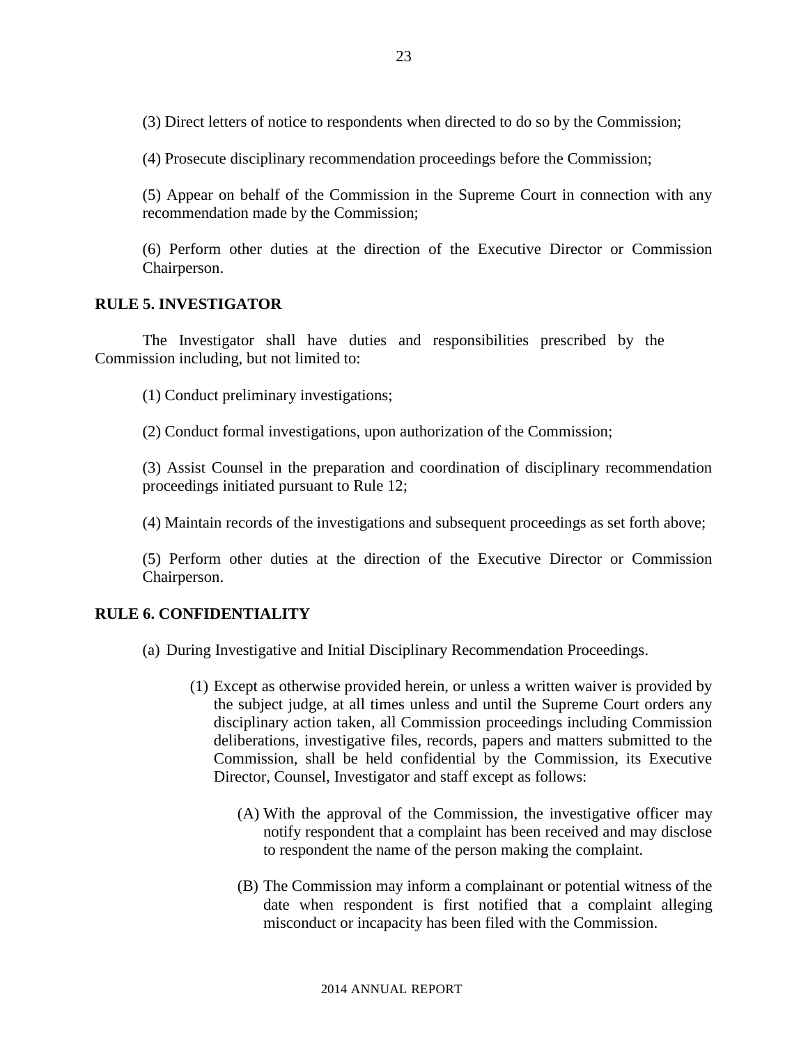(3) Direct letters of notice to respondents when directed to do so by the Commission;

(4) Prosecute disciplinary recommendation proceedings before the Commission;

(5) Appear on behalf of the Commission in the Supreme Court in connection with any recommendation made by the Commission;

(6) Perform other duties at the direction of the Executive Director or Commission Chairperson.

**RULE 5. INVESTIGATOR**

The Investigator shall have duties and responsibilities prescribed by the Commission including, but not limited to:

(1) Conduct preliminary investigations;

(2) Conduct formal investigations, upon authorization of the Commission;

(3) Assist Counsel in the preparation and coordination of disciplinary recommendation proceedings initiated pursuant to Rule 12;

(4) Maintain records of the investigations and subsequent proceedings as set forth above;

(5) Perform other duties at the direction of the Executive Director or Commission Chairperson.

**RULE 6. CONFIDENTIALITY**

(a) During Investigative and Initial Disciplinary Recommendation Proceedings.

(1) Except as otherwise provided herein, or unless a written waiver is provided by the subject judge, at all times unless and until the Supreme Court orders any disciplinary action taken, all Commission proceedings including Commission deliberations, investigative files, records, papers and matters submitted to the Commission, shall be held confidential by the Commission, its Executive Director, Counsel, Investigator and staff except as follows:

(A) With the approval of the Commission, the investigative officer may notify respondent that a complaint has been received and may disclose to respondent the name of the person making the complaint.

(B) The Commission may inform a complainant or potential witness of the date when respondent is first notified that a complaint alleging misconduct or incapacity has been filed with the Commission.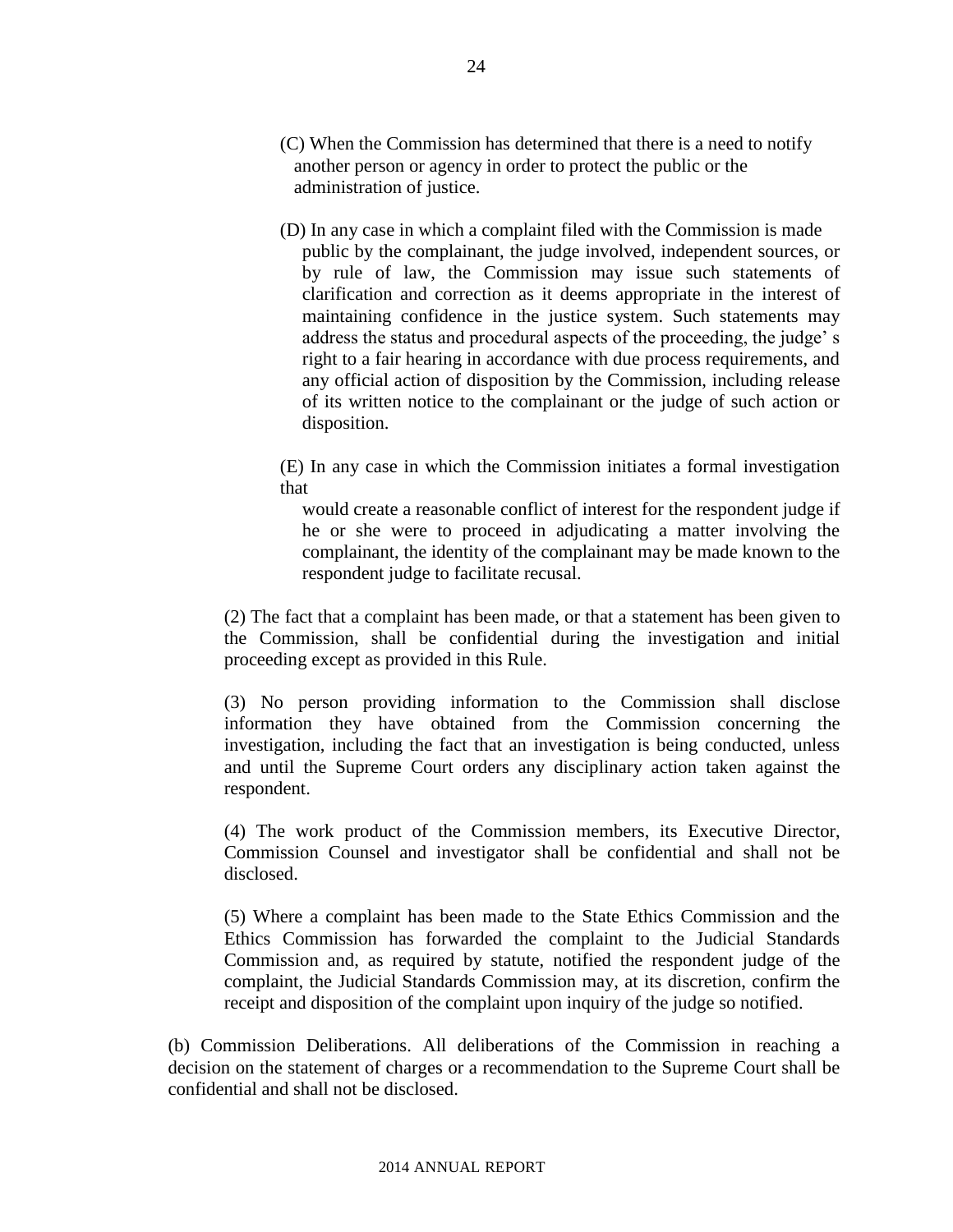(C) When the Commission has determined that there is a need to notify another person or agency in order to protect the public or the administration of justice.

(D) In any case in which a complaint filed with the Commission is made public by the complainant, the judge involved, independent sources, or by rule of law, the Commission may issue such statements of clarification and correction as it deems appropriate in the interest of maintaining confidence in the justice system. Such statements may address the status and procedural aspects of the proceeding, the judge' s right to a fair hearing in accordance with due process requirements, and any official action of disposition by the Commission, including release of its written notice to the complainant or the judge of such action or disposition.

(E) In any case in which the Commission initiates a formal investigation that would create a reasonable conflict of interest for the respondent judge if he or she were to proceed in adjudicating a matter involving the complainant, the identity of the complainant may be made known to the respondent judge to facilitate recusal.

(2) The fact that a complaint has been made, or that a statement has been given to the Commission, shall be confidential during the investigation and initial proceeding except as provided in this Rule.

(3) No person providing information to the Commission shall disclose information they have obtained from the Commission concerning the investigation, including the fact that an investigation is being conducted, unless and until the Supreme Court orders any disciplinary action taken against the respondent.

(4) The work product of the Commission members, its Executive Director, Commission Counsel and investigator shall be confidential and shall not be disclosed.

(5) Where a complaint has been made to the State Ethics Commission and the Ethics Commission has forwarded the complaint to the Judicial Standards Commission and, as required by statute, notified the respondent judge of the complaint, the Judicial Standards Commission may, at its discretion, confirm the receipt and disposition of the complaint upon inquiry of the judge so notified.

(b) Commission Deliberations. All deliberations of the Commission in reaching a decision on the statement of charges or a recommendation to the Supreme Court shall be confidential and shall not be disclosed.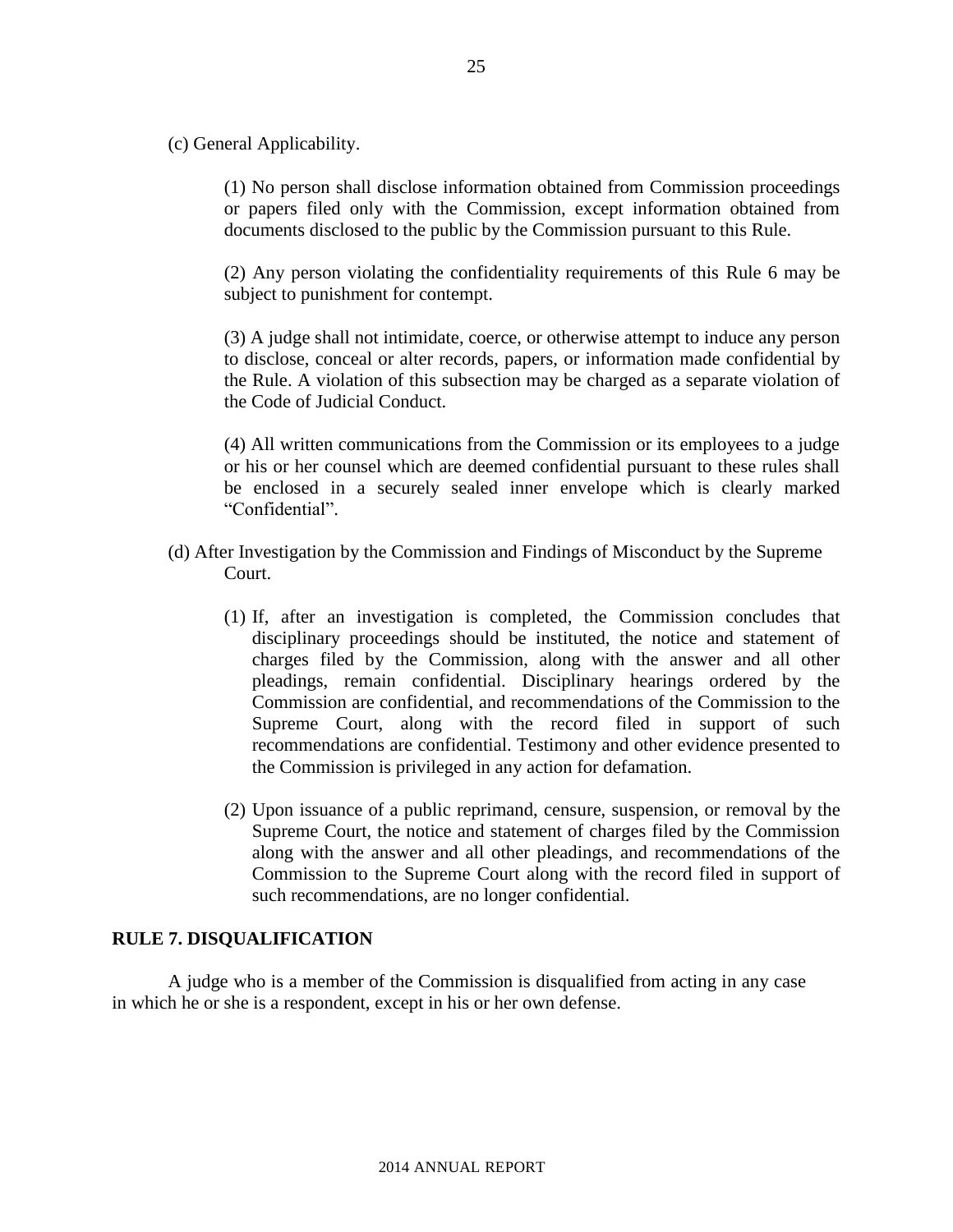(c) General Applicability.

(1) No person shall disclose information obtained from Commission proceedings or papers filed only with the Commission, except information obtained from documents disclosed to the public by the Commission pursuant to this Rule.

(2) Any person violating the confidentiality requirements of this Rule 6 may be subject to punishment for contempt.

(3) A judge shall not intimidate, coerce, or otherwise attempt to induce any person to disclose, conceal or alter records, papers, or information made confidential by the Rule. A violation of this subsection may be charged as a separate violation of the Code of Judicial Conduct.

(4) All written communications from the Commission or its employees to a judge or his or her counsel which are deemed confidential pursuant to these rules shall be enclosed in a securely sealed inner envelope which is clearly marked "Confidential".

(d) After Investigation by the Commission and Findings of Misconduct by the Supreme Court.

(1) If, after an investigation is completed, the Commission concludes that disciplinary proceedings should be instituted, the notice and statement of charges filed by the Commission, along with the answer and all other pleadings, remain confidential. Disciplinary hearings ordered by the Commission are confidential, and recommendations of the Commission to the Supreme Court, along with the record filed in support of such recommendations are confidential. Testimony and other evidence presented to the Commission is privileged in any action for defamation.

(2) Upon issuance of a public reprimand, censure, suspension, or removal by the Supreme Court, the notice and statement of charges filed by the Commission along with the answer and all other pleadings, and recommendations of the Commission to the Supreme Court along with the record filed in support of such recommendations, are no longer confidential.

## RULE 7. DISQUALIFICATION

A judge who is a member of the Commission is disqualified from acting in any case in which he or she is a respondent, except in his or her own defense.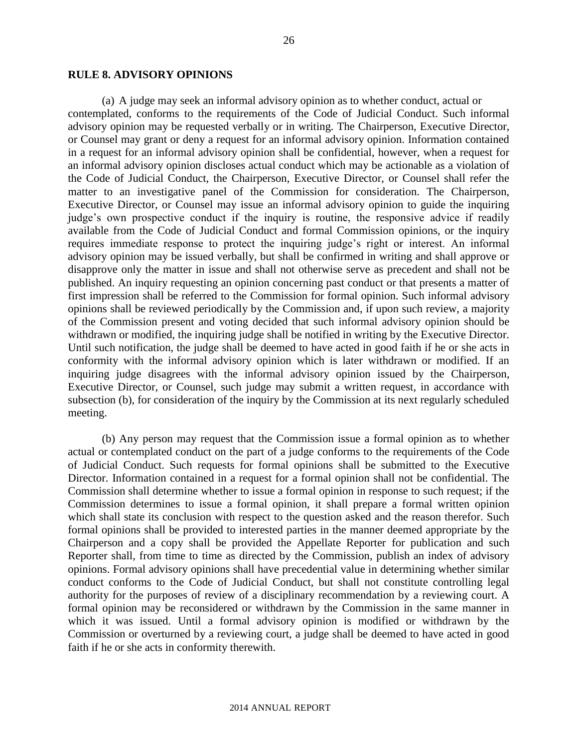**RULE 8. ADVISORY OPINIONS**

(a) A judge may seek an informal advisory opinion as to whether conduct, actual or contemplated, conforms to the requirements of the Code of Judicial Conduct. Such informal advisory opinion may be requested verbally or in writing. The Chairperson, Executive Director, or Counsel may grant or deny a request for an informal advisory opinion. Information contained in a request for an informal advisory opinion shall be confidential, however, when a request for an informal advisory opinion discloses actual conduct which may be actionable as a violation of the Code of Judicial Conduct, the Chairperson, Executive Director, or Counsel shall refer the matter to an investigative panel of the Commission for consideration. The Chairperson, Executive Director, or Counsel may issue an informal advisory opinion to guide the inquiring judge's own prospective conduct if the inquiry is routine, the responsive advice if readily available from the Code of Judicial Conduct and formal Commission opinions, or the inquiry requires immediate response to protect the inquiring judge's right or interest. An informal advisory opinion may be issued verbally, but shall be confirmed in writing and shall approve or disapprove only the matter in issue and shall not otherwise serve as precedent and shall not be published. An inquiry requesting an opinion concerning past conduct or that presents a matter of first impression shall be referred to the Commission for formal opinion. Such informal advisory opinions shall be reviewed periodically by the Commission and, if upon such review, a majority of the Commission present and voting decided that such informal advisory opinion should be withdrawn or modified, the inquiring judge shall be notified in writing by the Executive Director. Until such notification, the judge shall be deemed to have acted in good faith if he or she acts in conformity with the informal advisory opinion which is later withdrawn or modified. If an inquiring judge disagrees with the informal advisory opinion issued by the Chairperson, Executive Director, or Counsel, such judge may submit a written request, in accordance with subsection (b), for consideration of the inquiry by the Commission at its next regularly scheduled meeting.

(b) Any person may request that the Commission issue a formal opinion as to whether actual or contemplated conduct on the part of a judge conforms to the requirements of the Code of Judicial Conduct. Such requests for formal opinions shall be submitted to the Executive Director. Information contained in a request for a formal opinion shall not be confidential. The Commission shall determine whether to issue a formal opinion in response to such request; if the Commission determines to issue a formal opinion, it shall prepare a formal written opinion which shall state its conclusion with respect to the question asked and the reason therefor. Such formal opinions shall be provided to interested parties in the manner deemed appropriate by the Chairperson and a copy shall be provided the Appellate Reporter for publication and such Reporter shall, from time to time as directed by the Commission, publish an index of advisory opinions. Formal advisory opinions shall have precedential value in determining whether similar conduct conforms to the Code of Judicial Conduct, but shall not constitute controlling legal authority for the purposes of review of a disciplinary recommendation by a reviewing court. A formal opinion may be reconsidered or withdrawn by the Commission in the same manner in which it was issued. Until a formal advisory opinion is modified or withdrawn by the Commission or overturned by a reviewing court, a judge shall be deemed to have acted in good faith if he or she acts in conformity therewith.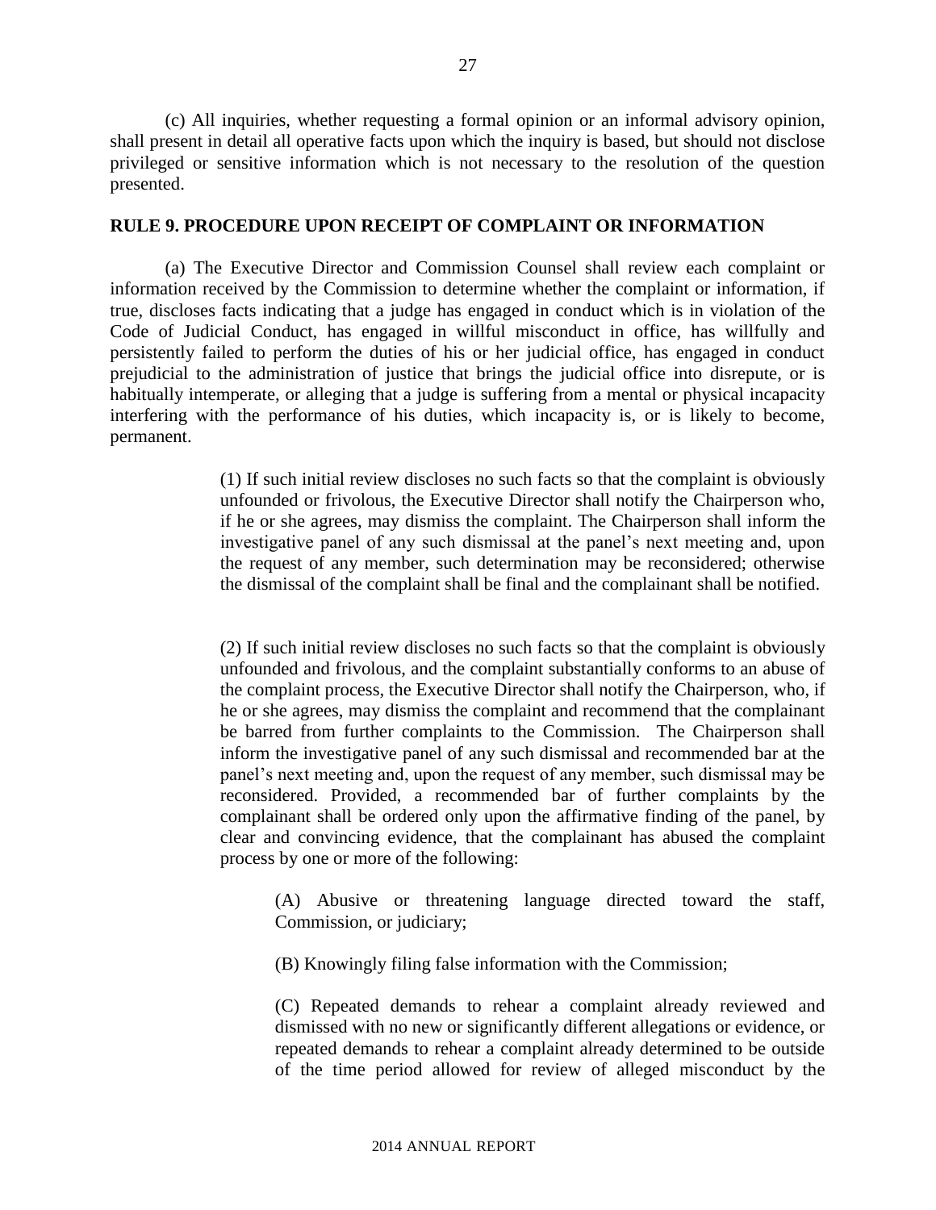(c) All inquiries, whether requesting a formal opinion or an informal advisory opinion, shall present in detail all operative facts upon which the inquiry is based, but should not disclose privileged or sensitive information which is not necessary to the resolution of the question presented.

## RULE 9. PROCEDURE UPON RECEIPT OF COMPLAINT OR INFORMATION

(a) The Executive Director and Commission Counsel shall review each complaint or information received by the Commission to determine whether the complaint or information, if true, discloses facts indicating that a judge has engaged in conduct which is in violation of the Code of Judicial Conduct, has engaged in willful misconduct in office, has willfully and persistently failed to perform the duties of his or her judicial office, has engaged in conduct prejudicial to the administration of justice that brings the judicial office into disrepute, or is habitually intemperate, or alleging that a judge is suffering from a mental or physical incapacity interfering with the performance of his duties, which incapacity is, or is likely to become, permanent.

> (1) If such initial review discloses no such facts so that the complaint is obviously unfounded or frivolous, the Executive Director shall notify the Chairperson who, if he or she agrees, may dismiss the complaint. The Chairperson shall inform the investigative panel of any such dismissal at the panel's next meeting and, upon the request of any member, such determination may be reconsidered; otherwise the dismissal of the complaint shall be final and the complainant shall be notified.
>
> (2) If such initial review discloses no such facts so that the complaint is obviously unfounded and frivolous, and the complaint substantially conforms to an abuse of the complaint process, the Executive Director shall notify the Chairperson, who, if he or she agrees, may dismiss the complaint and recommend that the complainant be barred from further complaints to the Commission. The Chairperson shall inform the investigative panel of any such dismissal and recommended bar at the panel's next meeting and, upon the request of any member, such dismissal may be reconsidered. Provided, a recommended bar of further complaints by the complainant shall be ordered only upon the affirmative finding of the panel, by clear and convincing evidence, that the complainant has abused the complaint process by one or more of the following:
>
> > (A) Abusive or threatening language directed toward the staff, Commission, or judiciary;
> >
> > (B) Knowingly filing false information with the Commission;
> >
> > (C) Repeated demands to rehear a complaint already reviewed and dismissed with no new or significantly different allegations or evidence, or repeated demands to rehear a complaint already determined to be outside of the time period allowed for review of alleged misconduct by the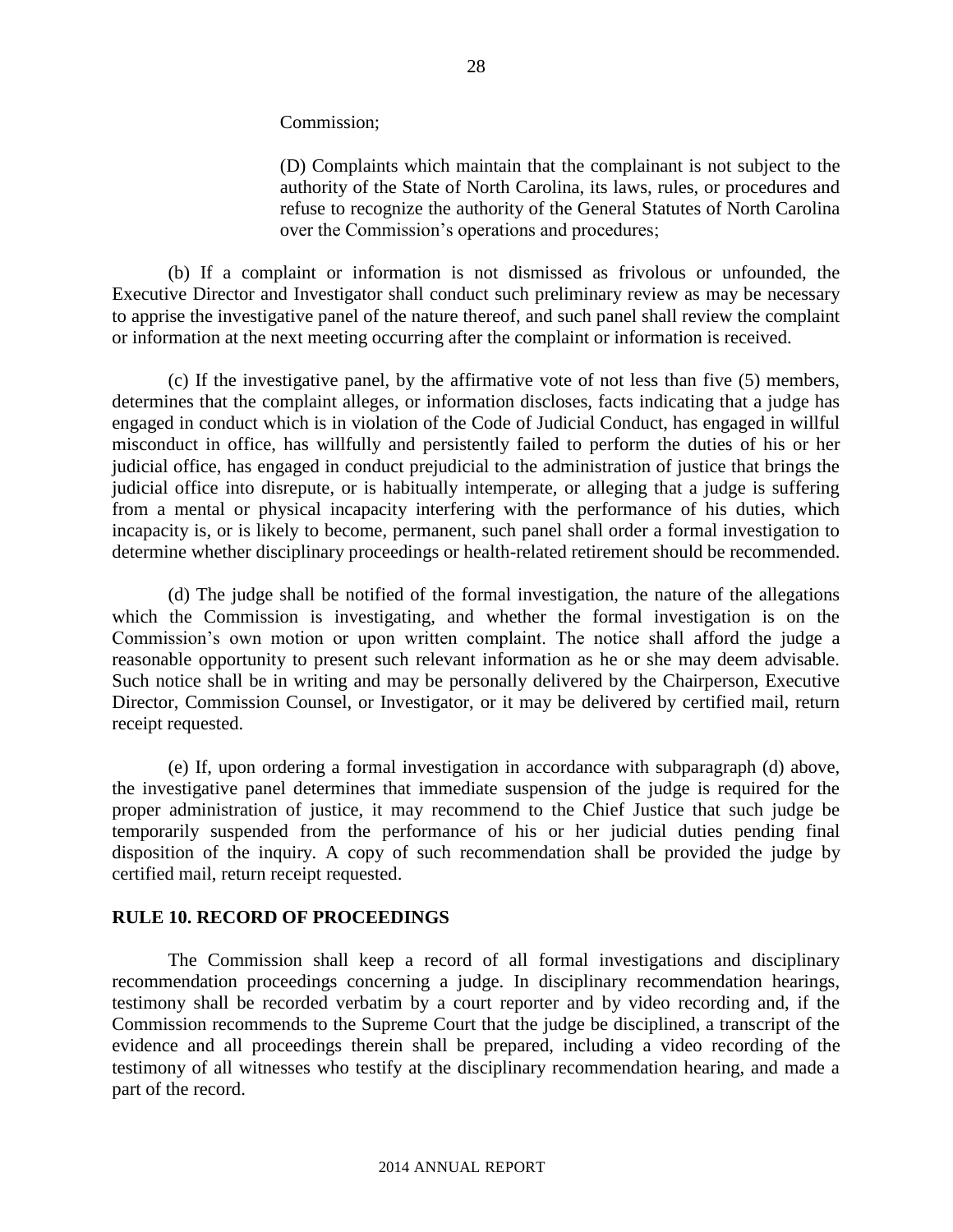Commission;

(D) Complaints which maintain that the complainant is not subject to the authority of the State of North Carolina, its laws, rules, or procedures and refuse to recognize the authority of the General Statutes of North Carolina over the Commission's operations and procedures;

(b) If a complaint or information is not dismissed as frivolous or unfounded, the Executive Director and Investigator shall conduct such preliminary review as may be necessary to apprise the investigative panel of the nature thereof, and such panel shall review the complaint or information at the next meeting occurring after the complaint or information is received.

(c) If the investigative panel, by the affirmative vote of not less than five (5) members, determines that the complaint alleges, or information discloses, facts indicating that a judge has engaged in conduct which is in violation of the Code of Judicial Conduct, has engaged in willful misconduct in office, has willfully and persistently failed to perform the duties of his or her judicial office, has engaged in conduct prejudicial to the administration of justice that brings the judicial office into disrepute, or is habitually intemperate, or alleging that a judge is suffering from a mental or physical incapacity interfering with the performance of his duties, which incapacity is, or is likely to become, permanent, such panel shall order a formal investigation to determine whether disciplinary proceedings or health-related retirement should be recommended.

(d) The judge shall be notified of the formal investigation, the nature of the allegations which the Commission is investigating, and whether the formal investigation is on the Commission's own motion or upon written complaint. The notice shall afford the judge a reasonable opportunity to present such relevant information as he or she may deem advisable. Such notice shall be in writing and may be personally delivered by the Chairperson, Executive Director, Commission Counsel, or Investigator, or it may be delivered by certified mail, return receipt requested.

(e) If, upon ordering a formal investigation in accordance with subparagraph (d) above, the investigative panel determines that immediate suspension of the judge is required for the proper administration of justice, it may recommend to the Chief Justice that such judge be temporarily suspended from the performance of his or her judicial duties pending final disposition of the inquiry. A copy of such recommendation shall be provided the judge by certified mail, return receipt requested.

## RULE 10. RECORD OF PROCEEDINGS

The Commission shall keep a record of all formal investigations and disciplinary recommendation proceedings concerning a judge. In disciplinary recommendation hearings, testimony shall be recorded verbatim by a court reporter and by video recording and, if the Commission recommends to the Supreme Court that the judge be disciplined, a transcript of the evidence and all proceedings therein shall be prepared, including a video recording of the testimony of all witnesses who testify at the disciplinary recommendation hearing, and made a part of the record.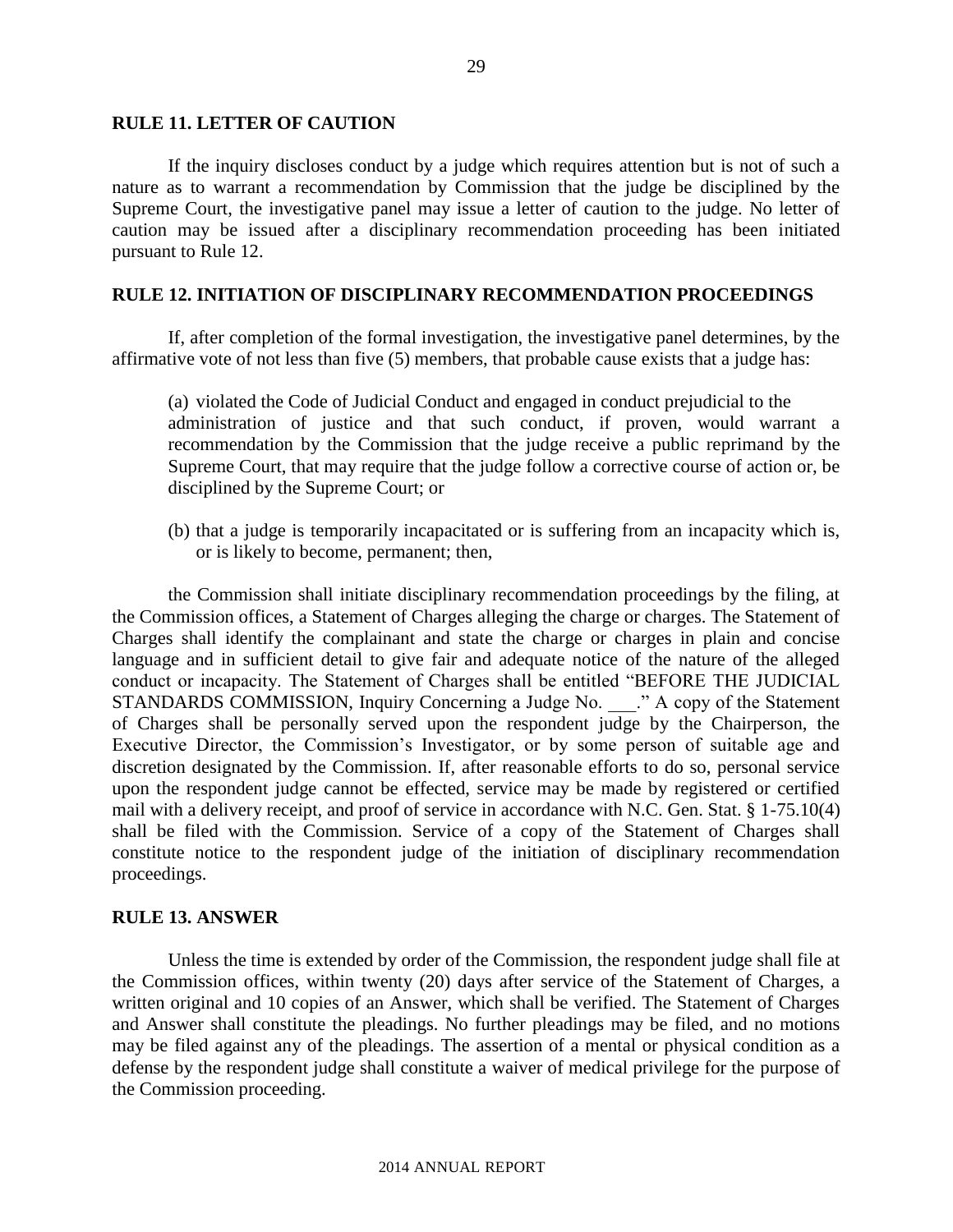## RULE 11. LETTER OF CAUTION

If the inquiry discloses conduct by a judge which requires attention but is not of such a nature as to warrant a recommendation by Commission that the judge be disciplined by the Supreme Court, the investigative panel may issue a letter of caution to the judge. No letter of caution may be issued after a disciplinary recommendation proceeding has been initiated pursuant to Rule 12.

## RULE 12. INITIATION OF DISCIPLINARY RECOMMENDATION PROCEEDINGS

If, after completion of the formal investigation, the investigative panel determines, by the affirmative vote of not less than five (5) members, that probable cause exists that a judge has:

(a) violated the Code of Judicial Conduct and engaged in conduct prejudicial to the administration of justice and that such conduct, if proven, would warrant a recommendation by the Commission that the judge receive a public reprimand by the Supreme Court, that may require that the judge follow a corrective course of action or, be disciplined by the Supreme Court; or

(b) that a judge is temporarily incapacitated or is suffering from an incapacity which is, or is likely to become, permanent; then,

the Commission shall initiate disciplinary recommendation proceedings by the filing, at the Commission offices, a Statement of Charges alleging the charge or charges. The Statement of Charges shall identify the complainant and state the charge or charges in plain and concise language and in sufficient detail to give fair and adequate notice of the nature of the alleged conduct or incapacity. The Statement of Charges shall be entitled "BEFORE THE JUDICIAL STANDARDS COMMISSION, Inquiry Concerning a Judge No. ___." A copy of the Statement of Charges shall be personally served upon the respondent judge by the Chairperson, the Executive Director, the Commission's Investigator, or by some person of suitable age and discretion designated by the Commission. If, after reasonable efforts to do so, personal service upon the respondent judge cannot be effected, service may be made by registered or certified mail with a delivery receipt, and proof of service in accordance with N.C. Gen. Stat. § 1-75.10(4) shall be filed with the Commission. Service of a copy of the Statement of Charges shall constitute notice to the respondent judge of the initiation of disciplinary recommendation proceedings.

## RULE 13. ANSWER

Unless the time is extended by order of the Commission, the respondent judge shall file at the Commission offices, within twenty (20) days after service of the Statement of Charges, a written original and 10 copies of an Answer, which shall be verified. The Statement of Charges and Answer shall constitute the pleadings. No further pleadings may be filed, and no motions may be filed against any of the pleadings. The assertion of a mental or physical condition as a defense by the respondent judge shall constitute a waiver of medical privilege for the purpose of the Commission proceeding.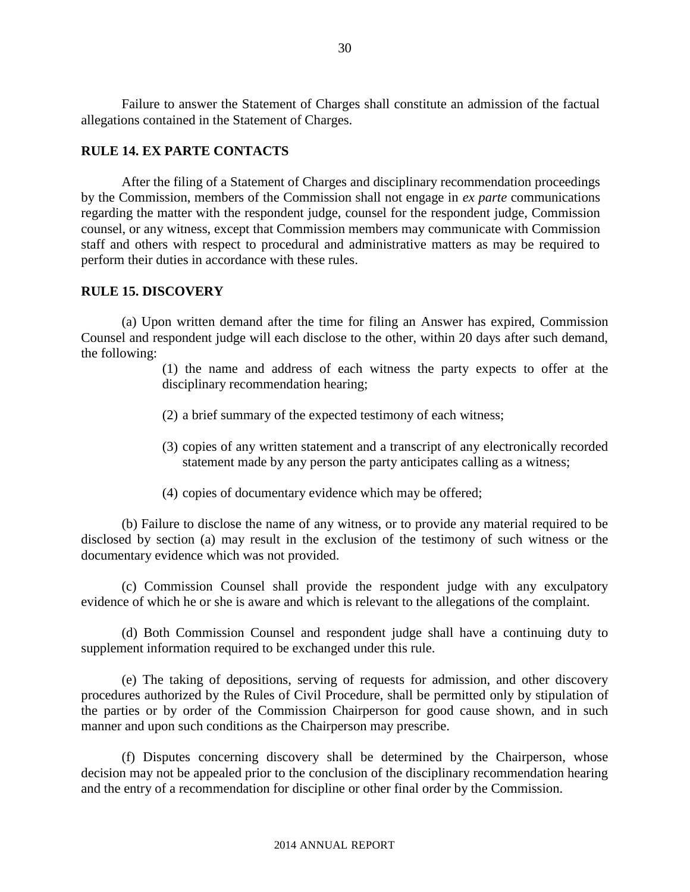Failure to answer the Statement of Charges shall constitute an admission of the factual allegations contained in the Statement of Charges.

**RULE 14. EX PARTE CONTACTS**

After the filing of a Statement of Charges and disciplinary recommendation proceedings by the Commission, members of the Commission shall not engage in *ex parte* communications regarding the matter with the respondent judge, counsel for the respondent judge, Commission counsel, or any witness, except that Commission members may communicate with Commission staff and others with respect to procedural and administrative matters as may be required to perform their duties in accordance with these rules.

**RULE 15. DISCOVERY**

(a) Upon written demand after the time for filing an Answer has expired, Commission Counsel and respondent judge will each disclose to the other, within 20 days after such demand, the following:

(1) the name and address of each witness the party expects to offer at the disciplinary recommendation hearing;

(2) a brief summary of the expected testimony of each witness;

(3) copies of any written statement and a transcript of any electronically recorded statement made by any person the party anticipates calling as a witness;

(4) copies of documentary evidence which may be offered;

(b) Failure to disclose the name of any witness, or to provide any material required to be disclosed by section (a) may result in the exclusion of the testimony of such witness or the documentary evidence which was not provided.

(c) Commission Counsel shall provide the respondent judge with any exculpatory evidence of which he or she is aware and which is relevant to the allegations of the complaint.

(d) Both Commission Counsel and respondent judge shall have a continuing duty to supplement information required to be exchanged under this rule.

(e) The taking of depositions, serving of requests for admission, and other discovery procedures authorized by the Rules of Civil Procedure, shall be permitted only by stipulation of the parties or by order of the Commission Chairperson for good cause shown, and in such manner and upon such conditions as the Chairperson may prescribe.

(f) Disputes concerning discovery shall be determined by the Chairperson, whose decision may not be appealed prior to the conclusion of the disciplinary recommendation hearing and the entry of a recommendation for discipline or other final order by the Commission.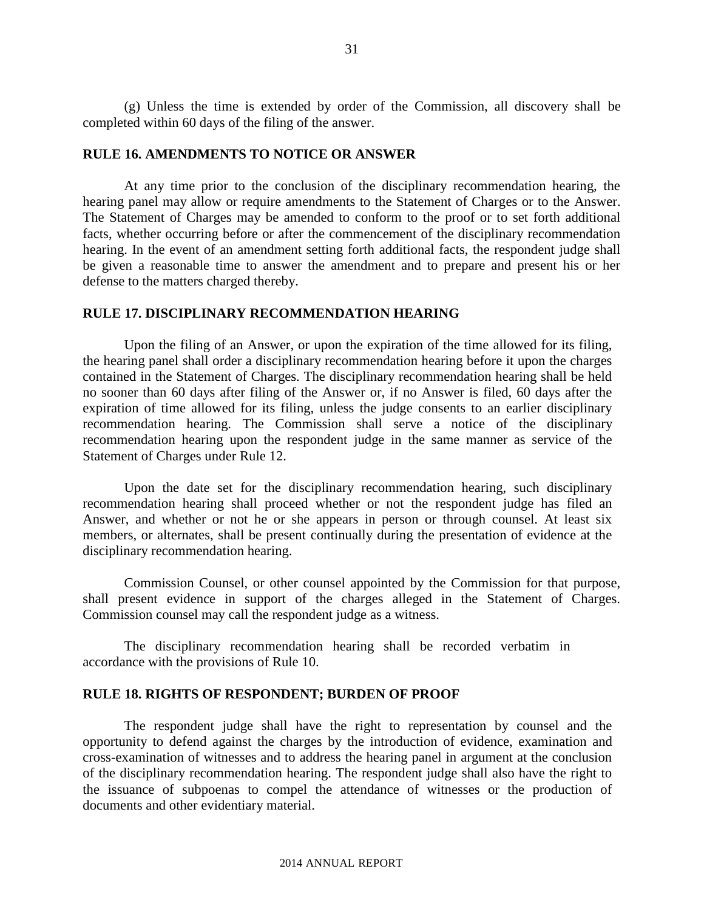(g) Unless the time is extended by order of the Commission, all discovery shall be completed within 60 days of the filing of the answer.

## RULE 16. AMENDMENTS TO NOTICE OR ANSWER

At any time prior to the conclusion of the disciplinary recommendation hearing, the hearing panel may allow or require amendments to the Statement of Charges or to the Answer. The Statement of Charges may be amended to conform to the proof or to set forth additional facts, whether occurring before or after the commencement of the disciplinary recommendation hearing. In the event of an amendment setting forth additional facts, the respondent judge shall be given a reasonable time to answer the amendment and to prepare and present his or her defense to the matters charged thereby.

## RULE 17. DISCIPLINARY RECOMMENDATION HEARING

Upon the filing of an Answer, or upon the expiration of the time allowed for its filing, the hearing panel shall order a disciplinary recommendation hearing before it upon the charges contained in the Statement of Charges. The disciplinary recommendation hearing shall be held no sooner than 60 days after filing of the Answer or, if no Answer is filed, 60 days after the expiration of time allowed for its filing, unless the judge consents to an earlier disciplinary recommendation hearing. The Commission shall serve a notice of the disciplinary recommendation hearing upon the respondent judge in the same manner as service of the Statement of Charges under Rule 12.

Upon the date set for the disciplinary recommendation hearing, such disciplinary recommendation hearing shall proceed whether or not the respondent judge has filed an Answer, and whether or not he or she appears in person or through counsel. At least six members, or alternates, shall be present continually during the presentation of evidence at the disciplinary recommendation hearing.

Commission Counsel, or other counsel appointed by the Commission for that purpose, shall present evidence in support of the charges alleged in the Statement of Charges. Commission counsel may call the respondent judge as a witness.

The disciplinary recommendation hearing shall be recorded verbatim in accordance with the provisions of Rule 10.

## RULE 18. RIGHTS OF RESPONDENT; BURDEN OF PROOF

The respondent judge shall have the right to representation by counsel and the opportunity to defend against the charges by the introduction of evidence, examination and cross-examination of witnesses and to address the hearing panel in argument at the conclusion of the disciplinary recommendation hearing. The respondent judge shall also have the right to the issuance of subpoenas to compel the attendance of witnesses or the production of documents and other evidentiary material.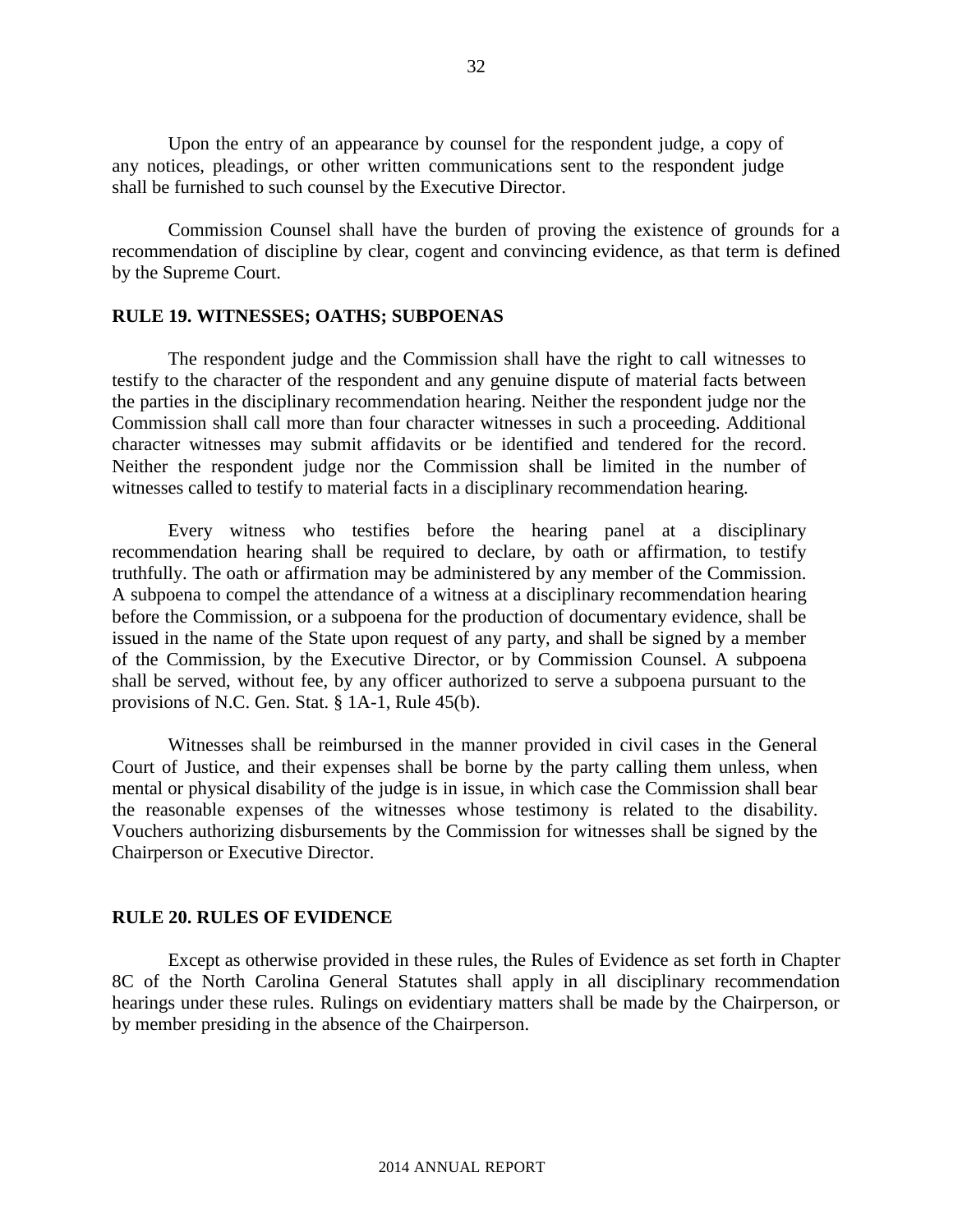Upon the entry of an appearance by counsel for the respondent judge, a copy of any notices, pleadings, or other written communications sent to the respondent judge shall be furnished to such counsel by the Executive Director.

Commission Counsel shall have the burden of proving the existence of grounds for a recommendation of discipline by clear, cogent and convincing evidence, as that term is defined by the Supreme Court.

**RULE 19. WITNESSES; OATHS; SUBPOENAS**

The respondent judge and the Commission shall have the right to call witnesses to testify to the character of the respondent and any genuine dispute of material facts between the parties in the disciplinary recommendation hearing. Neither the respondent judge nor the Commission shall call more than four character witnesses in such a proceeding. Additional character witnesses may submit affidavits or be identified and tendered for the record. Neither the respondent judge nor the Commission shall be limited in the number of witnesses called to testify to material facts in a disciplinary recommendation hearing.

Every witness who testifies before the hearing panel at a disciplinary recommendation hearing shall be required to declare, by oath or affirmation, to testify truthfully. The oath or affirmation may be administered by any member of the Commission. A subpoena to compel the attendance of a witness at a disciplinary recommendation hearing before the Commission, or a subpoena for the production of documentary evidence, shall be issued in the name of the State upon request of any party, and shall be signed by a member of the Commission, by the Executive Director, or by Commission Counsel. A subpoena shall be served, without fee, by any officer authorized to serve a subpoena pursuant to the provisions of N.C. Gen. Stat. § 1A-1, Rule 45(b).

Witnesses shall be reimbursed in the manner provided in civil cases in the General Court of Justice, and their expenses shall be borne by the party calling them unless, when mental or physical disability of the judge is in issue, in which case the Commission shall bear the reasonable expenses of the witnesses whose testimony is related to the disability. Vouchers authorizing disbursements by the Commission for witnesses shall be signed by the Chairperson or Executive Director.

**RULE 20. RULES OF EVIDENCE**

Except as otherwise provided in these rules, the Rules of Evidence as set forth in Chapter 8C of the North Carolina General Statutes shall apply in all disciplinary recommendation hearings under these rules. Rulings on evidentiary matters shall be made by the Chairperson, or by member presiding in the absence of the Chairperson.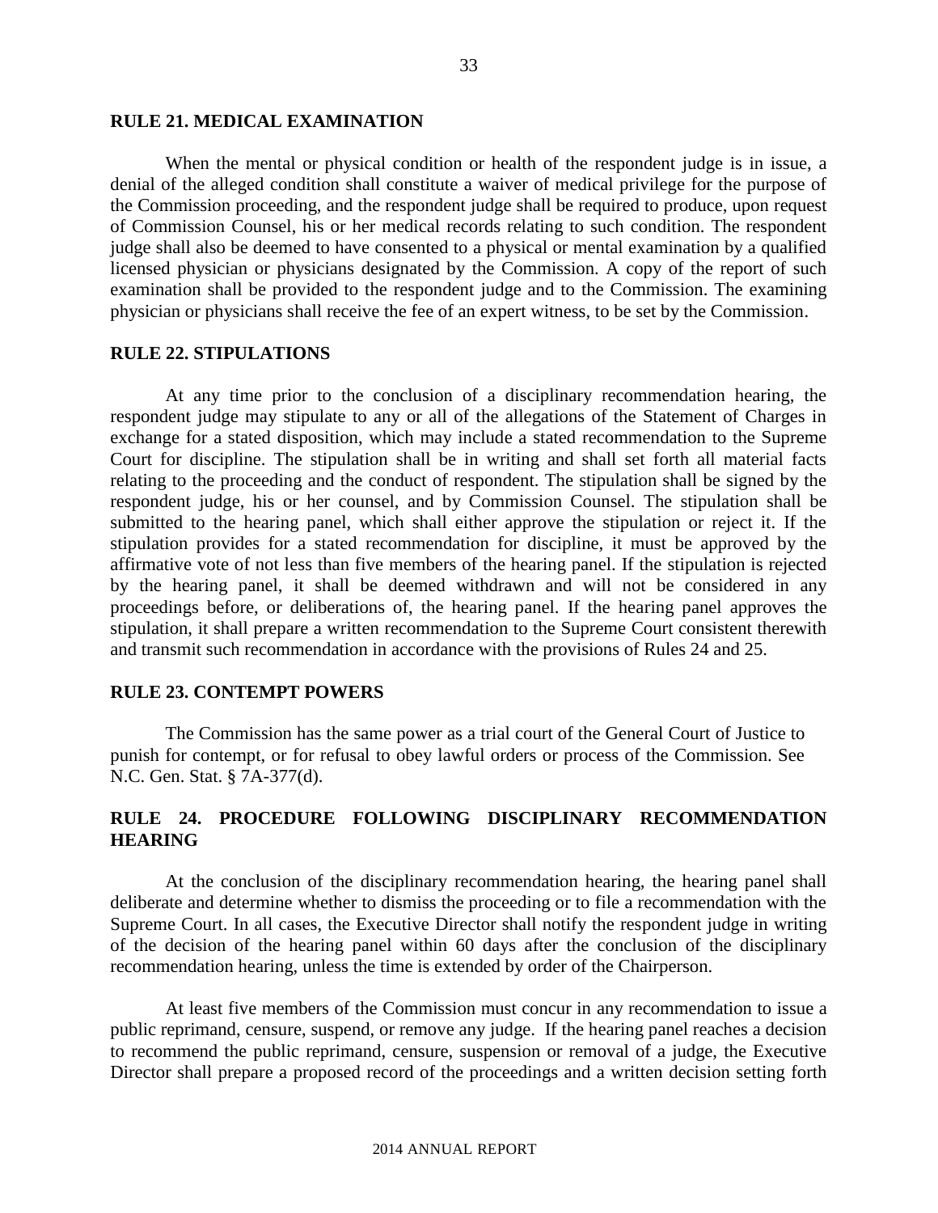**RULE 21. MEDICAL EXAMINATION**

When the mental or physical condition or health of the respondent judge is in issue, a denial of the alleged condition shall constitute a waiver of medical privilege for the purpose of the Commission proceeding, and the respondent judge shall be required to produce, upon request of Commission Counsel, his or her medical records relating to such condition. The respondent judge shall also be deemed to have consented to a physical or mental examination by a qualified licensed physician or physicians designated by the Commission. A copy of the report of such examination shall be provided to the respondent judge and to the Commission. The examining physician or physicians shall receive the fee of an expert witness, to be set by the Commission.

**RULE 22. STIPULATIONS**

At any time prior to the conclusion of a disciplinary recommendation hearing, the respondent judge may stipulate to any or all of the allegations of the Statement of Charges in exchange for a stated disposition, which may include a stated recommendation to the Supreme Court for discipline. The stipulation shall be in writing and shall set forth all material facts relating to the proceeding and the conduct of respondent. The stipulation shall be signed by the respondent judge, his or her counsel, and by Commission Counsel. The stipulation shall be submitted to the hearing panel, which shall either approve the stipulation or reject it. If the stipulation provides for a stated recommendation for discipline, it must be approved by the affirmative vote of not less than five members of the hearing panel. If the stipulation is rejected by the hearing panel, it shall be deemed withdrawn and will not be considered in any proceedings before, or deliberations of, the hearing panel. If the hearing panel approves the stipulation, it shall prepare a written recommendation to the Supreme Court consistent therewith and transmit such recommendation in accordance with the provisions of Rules 24 and 25.

**RULE 23. CONTEMPT POWERS**

The Commission has the same power as a trial court of the General Court of Justice to punish for contempt, or for refusal to obey lawful orders or process of the Commission. See N.C. Gen. Stat. § 7A-377(d).

**RULE 24. PROCEDURE FOLLOWING DISCIPLINARY RECOMMENDATION HEARING**

At the conclusion of the disciplinary recommendation hearing, the hearing panel shall deliberate and determine whether to dismiss the proceeding or to file a recommendation with the Supreme Court. In all cases, the Executive Director shall notify the respondent judge in writing of the decision of the hearing panel within 60 days after the conclusion of the disciplinary recommendation hearing, unless the time is extended by order of the Chairperson.

At least five members of the Commission must concur in any recommendation to issue a public reprimand, censure, suspend, or remove any judge. If the hearing panel reaches a decision to recommend the public reprimand, censure, suspension or removal of a judge, the Executive Director shall prepare a proposed record of the proceedings and a written decision setting forth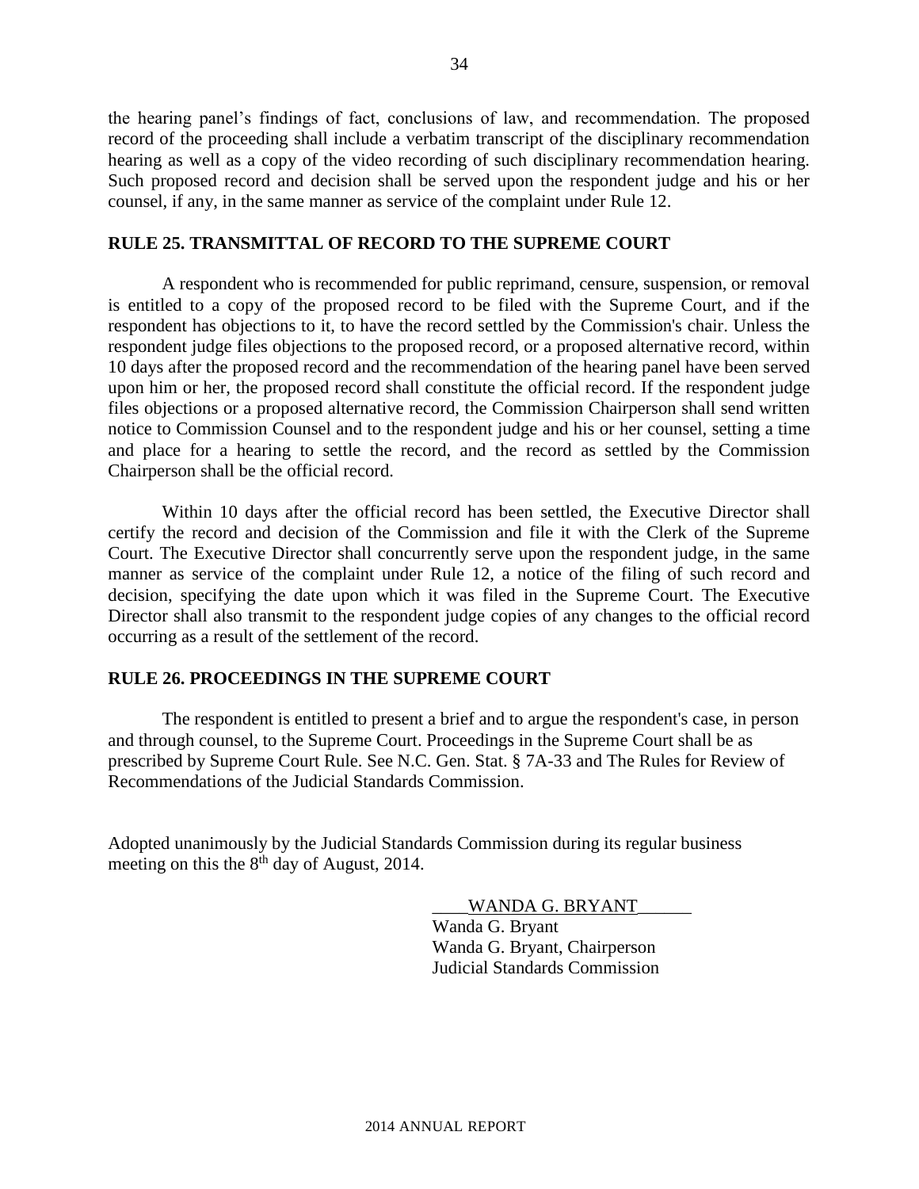the hearing panel's findings of fact, conclusions of law, and recommendation. The proposed record of the proceeding shall include a verbatim transcript of the disciplinary recommendation hearing as well as a copy of the video recording of such disciplinary recommendation hearing. Such proposed record and decision shall be served upon the respondent judge and his or her counsel, if any, in the same manner as service of the complaint under Rule 12.

## RULE 25. TRANSMITTAL OF RECORD TO THE SUPREME COURT

A respondent who is recommended for public reprimand, censure, suspension, or removal is entitled to a copy of the proposed record to be filed with the Supreme Court, and if the respondent has objections to it, to have the record settled by the Commission's chair. Unless the respondent judge files objections to the proposed record, or a proposed alternative record, within 10 days after the proposed record and the recommendation of the hearing panel have been served upon him or her, the proposed record shall constitute the official record. If the respondent judge files objections or a proposed alternative record, the Commission Chairperson shall send written notice to Commission Counsel and to the respondent judge and his or her counsel, setting a time and place for a hearing to settle the record, and the record as settled by the Commission Chairperson shall be the official record.

Within 10 days after the official record has been settled, the Executive Director shall certify the record and decision of the Commission and file it with the Clerk of the Supreme Court. The Executive Director shall concurrently serve upon the respondent judge, in the same manner as service of the complaint under Rule 12, a notice of the filing of such record and decision, specifying the date upon which it was filed in the Supreme Court. The Executive Director shall also transmit to the respondent judge copies of any changes to the official record occurring as a result of the settlement of the record.

## RULE 26. PROCEEDINGS IN THE SUPREME COURT

The respondent is entitled to present a brief and to argue the respondent's case, in person and through counsel, to the Supreme Court. Proceedings in the Supreme Court shall be as prescribed by Supreme Court Rule. See N.C. Gen. Stat. § 7A-33 and The Rules for Review of Recommendations of the Judicial Standards Commission.

Adopted unanimously by the Judicial Standards Commission during its regular business meeting on this the 8th day of August, 2014.

____WANDA G. BRYANT______
Wanda G. Bryant
Wanda G. Bryant, Chairperson
Judicial Standards Commission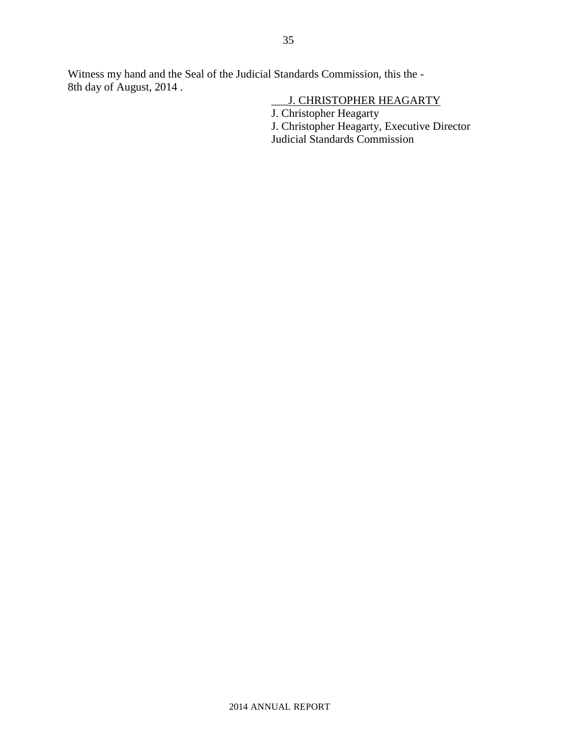Witness my hand and the Seal of the Judicial Standards Commission, this the -
8th day of August, 2014 .

___J. CHRISTOPHER HEAGARTY
J. Christopher Heagarty
J. Christopher Heagarty, Executive Director
Judicial Standards Commission